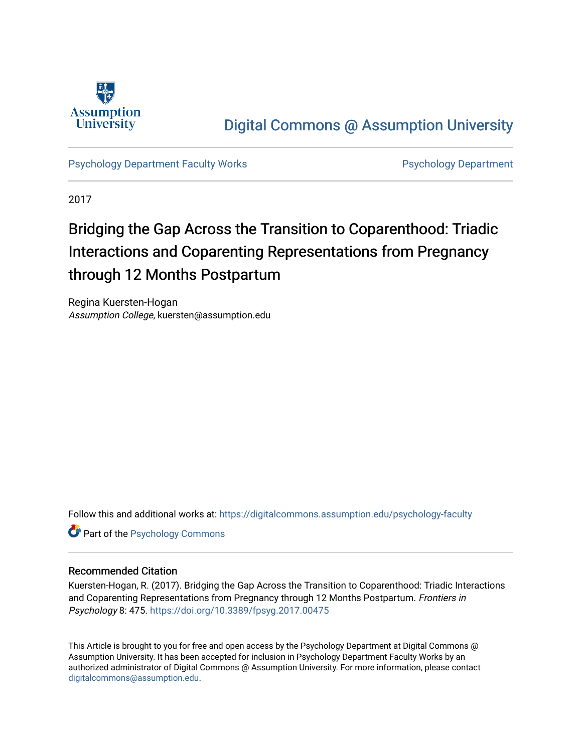Assumption University

# Digital Commons @ Assumption University

Psychology Department Faculty Works | Psychology Department

2017

# Bridging the Gap Across the Transition to Coparenthood: Triadic Interactions and Coparenting Representations from Pregnancy through 12 Months Postpartum

Regina Kuersten-Hogan
*Assumption College*, kuersten@assumption.edu

Follow this and additional works at: https://digitalcommons.assumption.edu/psychology-faculty

Part of the Psychology Commons

## Recommended Citation

Kuersten-Hogan, R. (2017). Bridging the Gap Across the Transition to Coparenthood: Triadic Interactions and Coparenting Representations from Pregnancy through 12 Months Postpartum. *Frontiers in Psychology* 8: 475. https://doi.org/10.3389/fpsyg.2017.00475

This Article is brought to you for free and open access by the Psychology Department at Digital Commons @ Assumption University. It has been accepted for inclusion in Psychology Department Faculty Works by an authorized administrator of Digital Commons @ Assumption University. For more information, please contact digitalcommons@assumption.edu.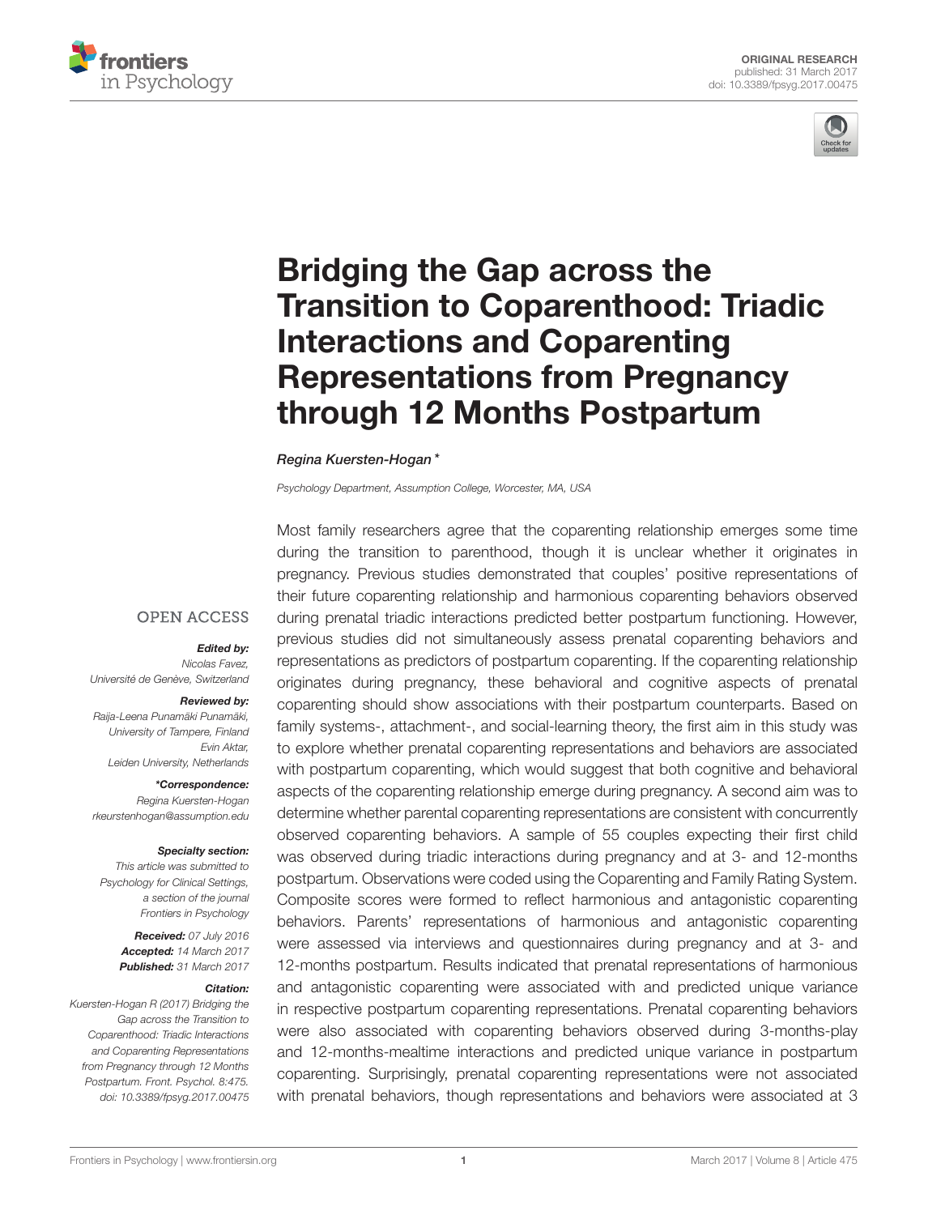# Bridging the Gap across the Transition to Coparenthood: Triadic Interactions and Coparenting Representations from Pregnancy through 12 Months Postpartum

*Regina Kuersten-Hogan**

*Psychology Department, Assumption College, Worcester, MA, USA*

OPEN ACCESS

***Edited by:***
*Nicolas Favez,*
*Université de Genève, Switzerland*

***Reviewed by:***
*Raija-Leena Punamäki Punamäki,*
*University of Tampere, Finland*
*Evin Aktar,*
*Leiden University, Netherlands*

***\*Correspondence:***
*Regina Kuersten-Hogan*
*rkeurstenhogan@assumption.edu*

***Specialty section:***
*This article was submitted to Psychology for Clinical Settings, a section of the journal Frontiers in Psychology*

***Received:*** *07 July 2016*
***Accepted:*** *14 March 2017*
***Published:*** *31 March 2017*

***Citation:***
*Kuersten-Hogan R (2017) Bridging the Gap across the Transition to Coparenthood: Triadic Interactions and Coparenting Representations from Pregnancy through 12 Months Postpartum. Front. Psychol. 8:475. doi: 10.3389/fpsyg.2017.00475*

Most family researchers agree that the coparenting relationship emerges some time during the transition to parenthood, though it is unclear whether it originates in pregnancy. Previous studies demonstrated that couples' positive representations of their future coparenting relationship and harmonious coparenting behaviors observed during prenatal triadic interactions predicted better postpartum functioning. However, previous studies did not simultaneously assess prenatal coparenting behaviors and representations as predictors of postpartum coparenting. If the coparenting relationship originates during pregnancy, these behavioral and cognitive aspects of prenatal coparenting should show associations with their postpartum counterparts. Based on family systems-, attachment-, and social-learning theory, the first aim in this study was to explore whether prenatal coparenting representations and behaviors are associated with postpartum coparenting, which would suggest that both cognitive and behavioral aspects of the coparenting relationship emerge during pregnancy. A second aim was to determine whether parental coparenting representations are consistent with concurrently observed coparenting behaviors. A sample of 55 couples expecting their first child was observed during triadic interactions during pregnancy and at 3- and 12-months postpartum. Observations were coded using the Coparenting and Family Rating System. Composite scores were formed to reflect harmonious and antagonistic coparenting behaviors. Parents' representations of harmonious and antagonistic coparenting were assessed via interviews and questionnaires during pregnancy and at 3- and 12-months postpartum. Results indicated that prenatal representations of harmonious and antagonistic coparenting were associated with and predicted unique variance in respective postpartum coparenting representations. Prenatal coparenting behaviors were also associated with coparenting behaviors observed during 3-months-play and 12-months-mealtime interactions and predicted unique variance in postpartum coparenting. Surprisingly, prenatal coparenting representations were not associated with prenatal behaviors, though representations and behaviors were associated at 3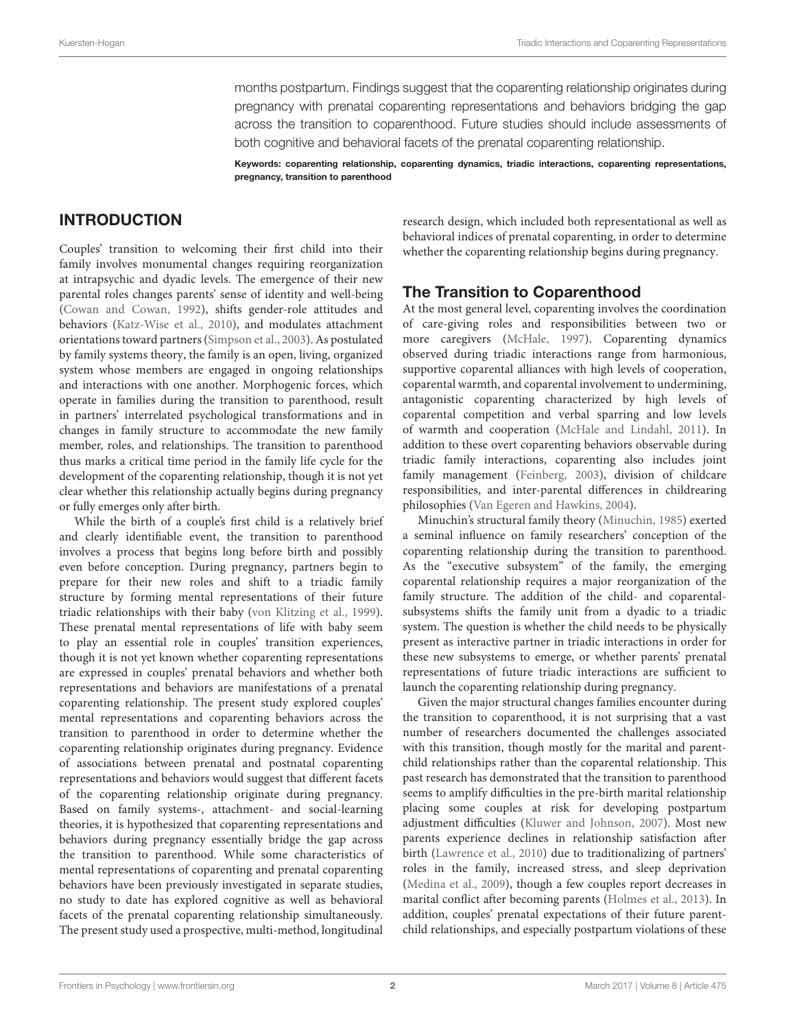months postpartum. Findings suggest that the coparenting relationship originates during pregnancy with prenatal coparenting representations and behaviors bridging the gap across the transition to coparenthood. Future studies should include assessments of both cognitive and behavioral facets of the prenatal coparenting relationship.

**Keywords: coparenting relationship, coparenting dynamics, triadic interactions, coparenting representations, pregnancy, transition to parenthood**

## INTRODUCTION

Couples' transition to welcoming their first child into their family involves monumental changes requiring reorganization at intrapsychic and dyadic levels. The emergence of their new parental roles changes parents' sense of identity and well-being (Cowan and Cowan, 1992), shifts gender-role attitudes and behaviors (Katz-Wise et al., 2010), and modulates attachment orientations toward partners (Simpson et al., 2003). As postulated by family systems theory, the family is an open, living, organized system whose members are engaged in ongoing relationships and interactions with one another. Morphogenic forces, which operate in families during the transition to parenthood, result in partners' interrelated psychological transformations and in changes in family structure to accommodate the new family member, roles, and relationships. The transition to parenthood thus marks a critical time period in the family life cycle for the development of the coparenting relationship, though it is not yet clear whether this relationship actually begins during pregnancy or fully emerges only after birth.

While the birth of a couple's first child is a relatively brief and clearly identifiable event, the transition to parenthood involves a process that begins long before birth and possibly even before conception. During pregnancy, partners begin to prepare for their new roles and shift to a triadic family structure by forming mental representations of their future triadic relationships with their baby (von Klitzing et al., 1999). These prenatal mental representations of life with baby seem to play an essential role in couples' transition experiences, though it is not yet known whether coparenting representations are expressed in couples' prenatal behaviors and whether both representations and behaviors are manifestations of a prenatal coparenting relationship. The present study explored couples' mental representations and coparenting behaviors across the transition to parenthood in order to determine whether the coparenting relationship originates during pregnancy. Evidence of associations between prenatal and postnatal coparenting representations and behaviors would suggest that different facets of the coparenting relationship originate during pregnancy. Based on family systems-, attachment- and social-learning theories, it is hypothesized that coparenting representations and behaviors during pregnancy essentially bridge the gap across the transition to parenthood. While some characteristics of mental representations of coparenting and prenatal coparenting behaviors have been previously investigated in separate studies, no study to date has explored cognitive as well as behavioral facets of the prenatal coparenting relationship simultaneously. The present study used a prospective, multi-method, longitudinal research design, which included both representational as well as behavioral indices of prenatal coparenting, in order to determine whether the coparenting relationship begins during pregnancy.

### The Transition to Coparenthood

At the most general level, coparenting involves the coordination of care-giving roles and responsibilities between two or more caregivers (McHale, 1997). Coparenting dynamics observed during triadic interactions range from harmonious, supportive coparental alliances with high levels of cooperation, coparental warmth, and coparental involvement to undermining, antagonistic coparenting characterized by high levels of coparental competition and verbal sparring and low levels of warmth and cooperation (McHale and Lindahl, 2011). In addition to these overt coparenting behaviors observable during triadic family interactions, coparenting also includes joint family management (Feinberg, 2003), division of childcare responsibilities, and inter-parental differences in childrearing philosophies (Van Egeren and Hawkins, 2004).

Minuchin's structural family theory (Minuchin, 1985) exerted a seminal influence on family researchers' conception of the coparenting relationship during the transition to parenthood. As the "executive subsystem" of the family, the emerging coparental relationship requires a major reorganization of the family structure. The addition of the child- and coparental-subsystems shifts the family unit from a dyadic to a triadic system. The question is whether the child needs to be physically present as interactive partner in triadic interactions in order for these new subsystems to emerge, or whether parents' prenatal representations of future triadic interactions are sufficient to launch the coparenting relationship during pregnancy.

Given the major structural changes families encounter during the transition to coparenthood, it is not surprising that a vast number of researchers documented the challenges associated with this transition, though mostly for the marital and parent-child relationships rather than the coparental relationship. This past research has demonstrated that the transition to parenthood seems to amplify difficulties in the pre-birth marital relationship placing some couples at risk for developing postpartum adjustment difficulties (Kluwer and Johnson, 2007). Most new parents experience declines in relationship satisfaction after birth (Lawrence et al., 2010) due to traditionalizing of partners' roles in the family, increased stress, and sleep deprivation (Medina et al., 2009), though a few couples report decreases in marital conflict after becoming parents (Holmes et al., 2013). In addition, couples' prenatal expectations of their future parent-child relationships, and especially postpartum violations of these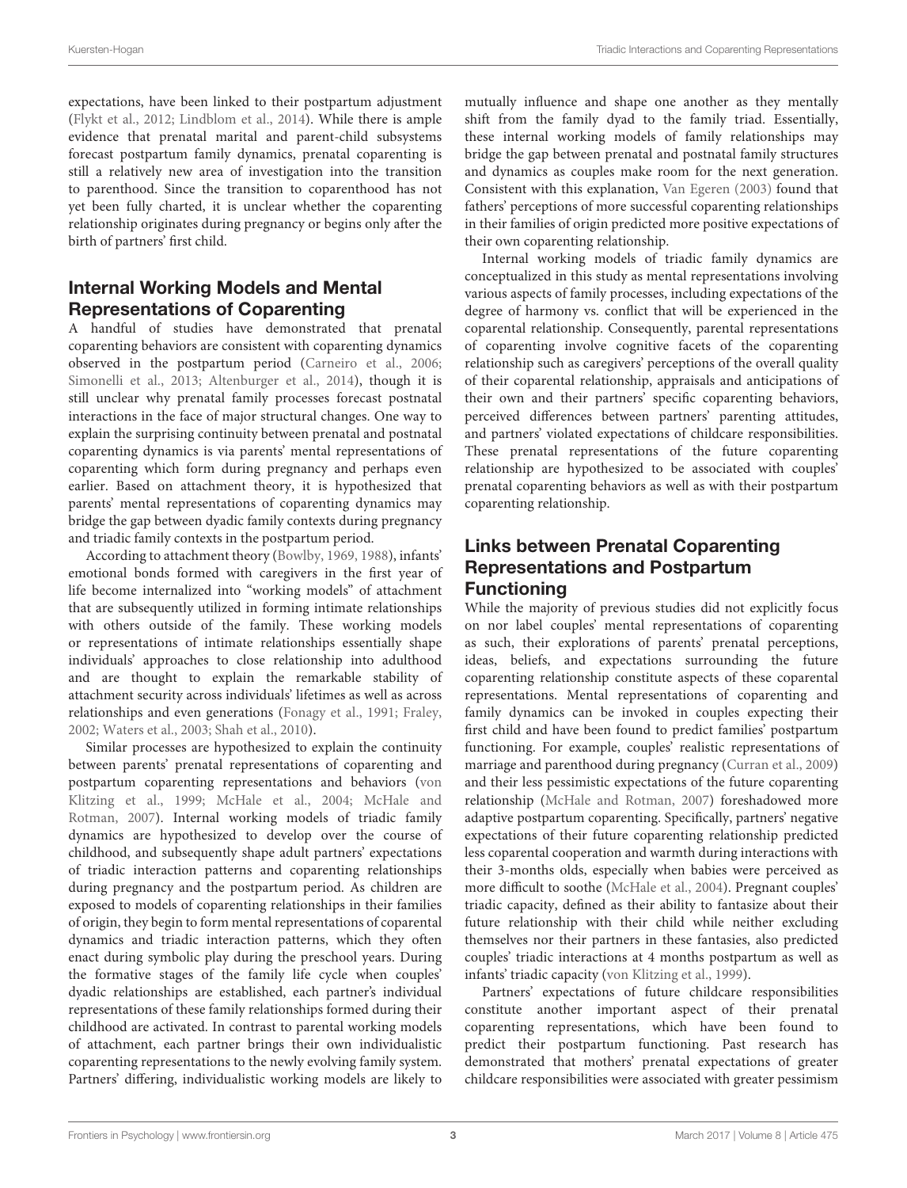expectations, have been linked to their postpartum adjustment (Flykt et al., 2012; Lindblom et al., 2014). While there is ample evidence that prenatal marital and parent-child subsystems forecast postpartum family dynamics, prenatal coparenting is still a relatively new area of investigation into the transition to parenthood. Since the transition to coparenthood has not yet been fully charted, it is unclear whether the coparenting relationship originates during pregnancy or begins only after the birth of partners' first child.

## Internal Working Models and Mental Representations of Coparenting

A handful of studies have demonstrated that prenatal coparenting behaviors are consistent with coparenting dynamics observed in the postpartum period (Carneiro et al., 2006; Simonelli et al., 2013; Altenburger et al., 2014), though it is still unclear why prenatal family processes forecast postnatal interactions in the face of major structural changes. One way to explain the surprising continuity between prenatal and postnatal coparenting dynamics is via parents' mental representations of coparenting which form during pregnancy and perhaps even earlier. Based on attachment theory, it is hypothesized that parents' mental representations of coparenting dynamics may bridge the gap between dyadic family contexts during pregnancy and triadic family contexts in the postpartum period.

According to attachment theory (Bowlby, 1969, 1988), infants' emotional bonds formed with caregivers in the first year of life become internalized into "working models" of attachment that are subsequently utilized in forming intimate relationships with others outside of the family. These working models or representations of intimate relationships essentially shape individuals' approaches to close relationship into adulthood and are thought to explain the remarkable stability of attachment security across individuals' lifetimes as well as across relationships and even generations (Fonagy et al., 1991; Fraley, 2002; Waters et al., 2003; Shah et al., 2010).

Similar processes are hypothesized to explain the continuity between parents' prenatal representations of coparenting and postpartum coparenting representations and behaviors (von Klitzing et al., 1999; McHale et al., 2004; McHale and Rotman, 2007). Internal working models of triadic family dynamics are hypothesized to develop over the course of childhood, and subsequently shape adult partners' expectations of triadic interaction patterns and coparenting relationships during pregnancy and the postpartum period. As children are exposed to models of coparenting relationships in their families of origin, they begin to form mental representations of coparental dynamics and triadic interaction patterns, which they often enact during symbolic play during the preschool years. During the formative stages of the family life cycle when couples' dyadic relationships are established, each partner's individual representations of these family relationships formed during their childhood are activated. In contrast to parental working models of attachment, each partner brings their own individualistic coparenting representations to the newly evolving family system. Partners' differing, individualistic working models are likely to mutually influence and shape one another as they mentally shift from the family dyad to the family triad. Essentially, these internal working models of family relationships may bridge the gap between prenatal and postnatal family structures and dynamics as couples make room for the next generation. Consistent with this explanation, Van Egeren (2003) found that fathers' perceptions of more successful coparenting relationships in their families of origin predicted more positive expectations of their own coparenting relationship.

Internal working models of triadic family dynamics are conceptualized in this study as mental representations involving various aspects of family processes, including expectations of the degree of harmony vs. conflict that will be experienced in the coparental relationship. Consequently, parental representations of coparenting involve cognitive facets of the coparenting relationship such as caregivers' perceptions of the overall quality of their coparental relationship, appraisals and anticipations of their own and their partners' specific coparenting behaviors, perceived differences between partners' parenting attitudes, and partners' violated expectations of childcare responsibilities. These prenatal representations of the future coparenting relationship are hypothesized to be associated with couples' prenatal coparenting behaviors as well as with their postpartum coparenting relationship.

## Links between Prenatal Coparenting Representations and Postpartum Functioning

While the majority of previous studies did not explicitly focus on nor label couples' mental representations of coparenting as such, their explorations of parents' prenatal perceptions, ideas, beliefs, and expectations surrounding the future coparenting relationship constitute aspects of these coparental representations. Mental representations of coparenting and family dynamics can be invoked in couples expecting their first child and have been found to predict families' postpartum functioning. For example, couples' realistic representations of marriage and parenthood during pregnancy (Curran et al., 2009) and their less pessimistic expectations of the future coparenting relationship (McHale and Rotman, 2007) foreshadowed more adaptive postpartum coparenting. Specifically, partners' negative expectations of their future coparenting relationship predicted less coparental cooperation and warmth during interactions with their 3-months olds, especially when babies were perceived as more difficult to soothe (McHale et al., 2004). Pregnant couples' triadic capacity, defined as their ability to fantasize about their future relationship with their child while neither excluding themselves nor their partners in these fantasies, also predicted couples' triadic interactions at 4 months postpartum as well as infants' triadic capacity (von Klitzing et al., 1999).

Partners' expectations of future childcare responsibilities constitute another important aspect of their prenatal coparenting representations, which have been found to predict their postpartum functioning. Past research has demonstrated that mothers' prenatal expectations of greater childcare responsibilities were associated with greater pessimism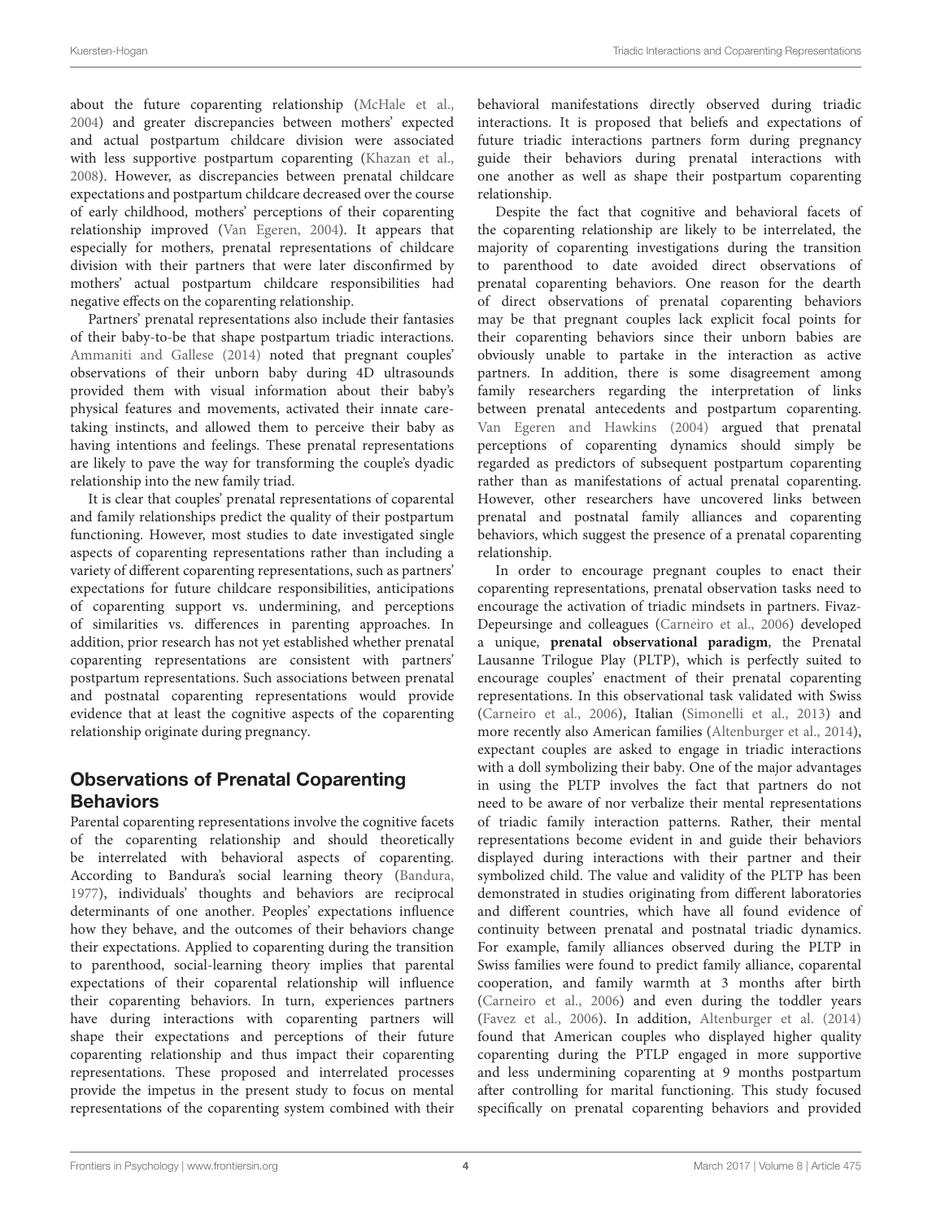about the future coparenting relationship (McHale et al., 2004) and greater discrepancies between mothers' expected and actual postpartum childcare division were associated with less supportive postpartum coparenting (Khazan et al., 2008). However, as discrepancies between prenatal childcare expectations and postpartum childcare decreased over the course of early childhood, mothers' perceptions of their coparenting relationship improved (Van Egeren, 2004). It appears that especially for mothers, prenatal representations of childcare division with their partners that were later disconfirmed by mothers' actual postpartum childcare responsibilities had negative effects on the coparenting relationship.

Partners' prenatal representations also include their fantasies of their baby-to-be that shape postpartum triadic interactions. Ammaniti and Gallese (2014) noted that pregnant couples' observations of their unborn baby during 4D ultrasounds provided them with visual information about their baby's physical features and movements, activated their innate caretaking instincts, and allowed them to perceive their baby as having intentions and feelings. These prenatal representations are likely to pave the way for transforming the couple's dyadic relationship into the new family triad.

It is clear that couples' prenatal representations of coparental and family relationships predict the quality of their postpartum functioning. However, most studies to date investigated single aspects of coparenting representations rather than including a variety of different coparenting representations, such as partners' expectations for future childcare responsibilities, anticipations of coparenting support vs. undermining, and perceptions of similarities vs. differences in parenting approaches. In addition, prior research has not yet established whether prenatal coparenting representations are consistent with partners' postpartum representations. Such associations between prenatal and postnatal coparenting representations would provide evidence that at least the cognitive aspects of the coparenting relationship originate during pregnancy.

## Observations of Prenatal Coparenting Behaviors

Parental coparenting representations involve the cognitive facets of the coparenting relationship and should theoretically be interrelated with behavioral aspects of coparenting. According to Bandura's social learning theory (Bandura, 1977), individuals' thoughts and behaviors are reciprocal determinants of one another. Peoples' expectations influence how they behave, and the outcomes of their behaviors change their expectations. Applied to coparenting during the transition to parenthood, social-learning theory implies that parental expectations of their coparental relationship will influence their coparenting behaviors. In turn, experiences partners have during interactions with coparenting partners will shape their expectations and perceptions of their future coparenting relationship and thus impact their coparenting representations. These proposed and interrelated processes provide the impetus in the present study to focus on mental representations of the coparenting system combined with their behavioral manifestations directly observed during triadic interactions. It is proposed that beliefs and expectations of future triadic interactions partners form during pregnancy guide their behaviors during prenatal interactions with one another as well as shape their postpartum coparenting relationship.

Despite the fact that cognitive and behavioral facets of the coparenting relationship are likely to be interrelated, the majority of coparenting investigations during the transition to parenthood to date avoided direct observations of prenatal coparenting behaviors. One reason for the dearth of direct observations of prenatal coparenting behaviors may be that pregnant couples lack explicit focal points for their coparenting behaviors since their unborn babies are obviously unable to partake in the interaction as active partners. In addition, there is some disagreement among family researchers regarding the interpretation of links between prenatal antecedents and postpartum coparenting. Van Egeren and Hawkins (2004) argued that prenatal perceptions of coparenting dynamics should simply be regarded as predictors of subsequent postpartum coparenting rather than as manifestations of actual prenatal coparenting. However, other researchers have uncovered links between prenatal and postnatal family alliances and coparenting behaviors, which suggest the presence of a prenatal coparenting relationship.

In order to encourage pregnant couples to enact their coparenting representations, prenatal observation tasks need to encourage the activation of triadic mindsets in partners. Fivaz-Depeursinge and colleagues (Carneiro et al., 2006) developed a unique, **prenatal observational paradigm**, the Prenatal Lausanne Trilogue Play (PLTP), which is perfectly suited to encourage couples' enactment of their prenatal coparenting representations. In this observational task validated with Swiss (Carneiro et al., 2006), Italian (Simonelli et al., 2013) and more recently also American families (Altenburger et al., 2014), expectant couples are asked to engage in triadic interactions with a doll symbolizing their baby. One of the major advantages in using the PLTP involves the fact that partners do not need to be aware of nor verbalize their mental representations of triadic family interaction patterns. Rather, their mental representations become evident in and guide their behaviors displayed during interactions with their partner and their symbolized child. The value and validity of the PLTP has been demonstrated in studies originating from different laboratories and different countries, which have all found evidence of continuity between prenatal and postnatal triadic dynamics. For example, family alliances observed during the PLTP in Swiss families were found to predict family alliance, coparental cooperation, and family warmth at 3 months after birth (Carneiro et al., 2006) and even during the toddler years (Favez et al., 2006). In addition, Altenburger et al. (2014) found that American couples who displayed higher quality coparenting during the PTLP engaged in more supportive and less undermining coparenting at 9 months postpartum after controlling for marital functioning. This study focused specifically on prenatal coparenting behaviors and provided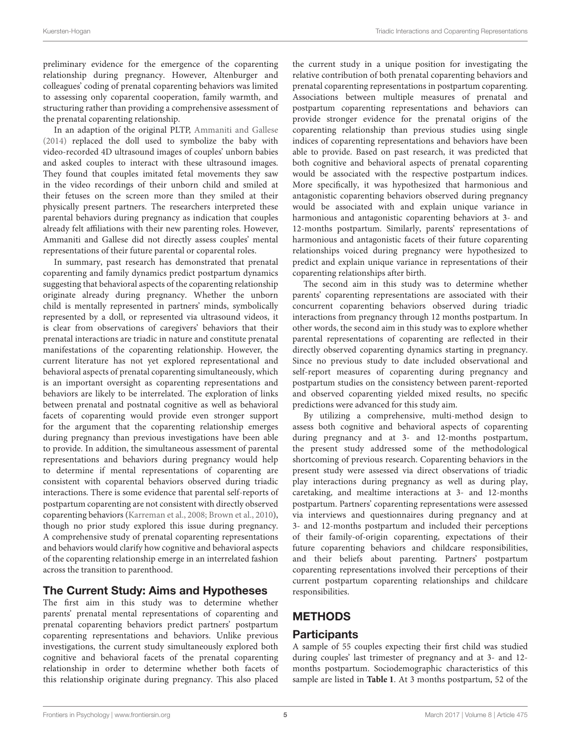preliminary evidence for the emergence of the coparenting relationship during pregnancy. However, Altenburger and colleagues' coding of prenatal coparenting behaviors was limited to assessing only coparental cooperation, family warmth, and structuring rather than providing a comprehensive assessment of the prenatal coparenting relationship.

In an adaption of the original PLTP, Ammaniti and Gallese (2014) replaced the doll used to symbolize the baby with video-recorded 4D ultrasound images of couples' unborn babies and asked couples to interact with these ultrasound images. They found that couples imitated fetal movements they saw in the video recordings of their unborn child and smiled at their fetuses on the screen more than they smiled at their physically present partners. The researchers interpreted these parental behaviors during pregnancy as indication that couples already felt affiliations with their new parenting roles. However, Ammaniti and Gallese did not directly assess couples' mental representations of their future parental or coparental roles.

In summary, past research has demonstrated that prenatal coparenting and family dynamics predict postpartum dynamics suggesting that behavioral aspects of the coparenting relationship originate already during pregnancy. Whether the unborn child is mentally represented in partners' minds, symbolically represented by a doll, or represented via ultrasound videos, it is clear from observations of caregivers' behaviors that their prenatal interactions are triadic in nature and constitute prenatal manifestations of the coparenting relationship. However, the current literature has not yet explored representational and behavioral aspects of prenatal coparenting simultaneously, which is an important oversight as coparenting representations and behaviors are likely to be interrelated. The exploration of links between prenatal and postnatal cognitive as well as behavioral facets of coparenting would provide even stronger support for the argument that the coparenting relationship emerges during pregnancy than previous investigations have been able to provide. In addition, the simultaneous assessment of parental representations and behaviors during pregnancy would help to determine if mental representations of coparenting are consistent with coparental behaviors observed during triadic interactions. There is some evidence that parental self-reports of postpartum coparenting are not consistent with directly observed coparenting behaviors (Karreman et al., 2008; Brown et al., 2010), though no prior study explored this issue during pregnancy. A comprehensive study of prenatal coparenting representations and behaviors would clarify how cognitive and behavioral aspects of the coparenting relationship emerge in an interrelated fashion across the transition to parenthood.

## The Current Study: Aims and Hypotheses

The first aim in this study was to determine whether parents' prenatal mental representations of coparenting and prenatal coparenting behaviors predict partners' postpartum coparenting representations and behaviors. Unlike previous investigations, the current study simultaneously explored both cognitive and behavioral facets of the prenatal coparenting relationship in order to determine whether both facets of this relationship originate during pregnancy. This also placed the current study in a unique position for investigating the relative contribution of both prenatal coparenting behaviors and prenatal coparenting representations in postpartum coparenting. Associations between multiple measures of prenatal and postpartum coparenting representations and behaviors can provide stronger evidence for the prenatal origins of the coparenting relationship than previous studies using single indices of coparenting representations and behaviors have been able to provide. Based on past research, it was predicted that both cognitive and behavioral aspects of prenatal coparenting would be associated with the respective postpartum indices. More specifically, it was hypothesized that harmonious and antagonistic coparenting behaviors observed during pregnancy would be associated with and explain unique variance in harmonious and antagonistic coparenting behaviors at 3- and 12-months postpartum. Similarly, parents' representations of harmonious and antagonistic facets of their future coparenting relationships voiced during pregnancy were hypothesized to predict and explain unique variance in representations of their coparenting relationships after birth.

The second aim in this study was to determine whether parents' coparenting representations are associated with their concurrent coparenting behaviors observed during triadic interactions from pregnancy through 12 months postpartum. In other words, the second aim in this study was to explore whether parental representations of coparenting are reflected in their directly observed coparenting dynamics starting in pregnancy. Since no previous study to date included observational and self-report measures of coparenting during pregnancy and postpartum studies on the consistency between parent-reported and observed coparenting yielded mixed results, no specific predictions were advanced for this study aim.

By utilizing a comprehensive, multi-method design to assess both cognitive and behavioral aspects of coparenting during pregnancy and at 3- and 12-months postpartum, the present study addressed some of the methodological shortcoming of previous research. Coparenting behaviors in the present study were assessed via direct observations of triadic play interactions during pregnancy as well as during play, caretaking, and mealtime interactions at 3- and 12-months postpartum. Partners' coparenting representations were assessed via interviews and questionnaires during pregnancy and at 3- and 12-months postpartum and included their perceptions of their family-of-origin coparenting, expectations of their future coparenting behaviors and childcare responsibilities, and their beliefs about parenting. Partners' postpartum coparenting representations involved their perceptions of their current postpartum coparenting relationships and childcare responsibilities.

# METHODS

## Participants

A sample of 55 couples expecting their first child was studied during couples' last trimester of pregnancy and at 3- and 12-months postpartum. Sociodemographic characteristics of this sample are listed in **Table 1**. At 3 months postpartum, 52 of the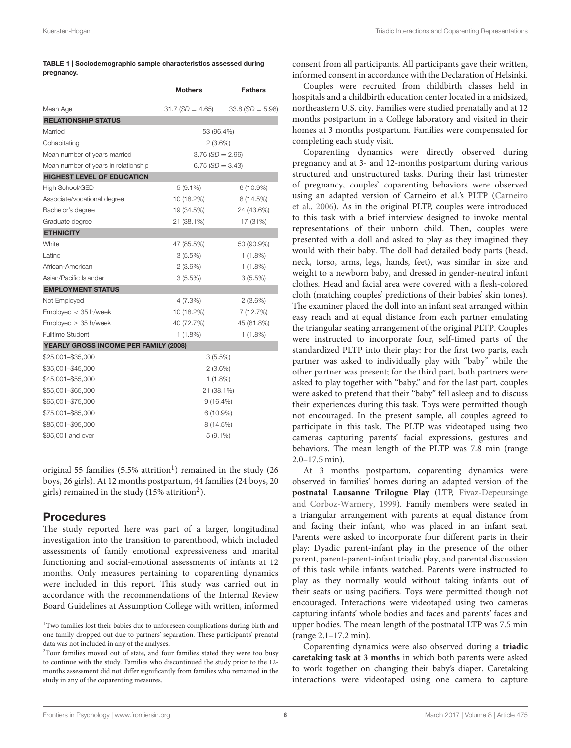**TABLE 1 | Sociodemographic sample characteristics assessed during pregnancy.**

| | Mothers | Fathers |
|---|---|---|
| Mean Age | 31.7 (*SD* = 4.65) | 33.8 (*SD* = 5.98) |
| **RELATIONSHIP STATUS** | | |
| Married | 53 (96.4%) | |
| Cohabitating | 2 (3.6%) | |
| Mean number of years married | 3.76 (*SD* = 2.96) | |
| Mean number of years in relationship | 6.75 (*SD* = 3.43) | |
| **HIGHEST LEVEL OF EDUCATION** | | |
| High School/GED | 5 (9.1%) | 6 (10.9%) |
| Associate/vocational degree | 10 (18.2%) | 8 (14.5%) |
| Bachelor's degree | 19 (34.5%) | 24 (43.6%) |
| Graduate degree | 21 (38.1%) | 17 (31%) |
| **ETHNICITY** | | |
| White | 47 (85.5%) | 50 (90.9%) |
| Latino | 3 (5.5%) | 1 (1.8%) |
| African-American | 2 (3.6%) | 1 (1.8%) |
| Asian/Pacific Islander | 3 (5.5%) | 3 (5.5%) |
| **EMPLOYMENT STATUS** | | |
| Not Employed | 4 (7.3%) | 2 (3.6%) |
| Employed < 35 h/week | 10 (18.2%) | 7 (12.7%) |
| Employed ≥ 35 h/week | 40 (72.7%) | 45 (81.8%) |
| Fulltime Student | 1 (1.8%) | 1 (1.8%) |
| **YEARLY GROSS INCOME PER FAMILY (2008)** | | |
| \$25,001–\$35,000 | 3 (5.5%) | |
| \$35,001–\$45,000 | 2 (3.6%) | |
| \$45,001–\$55,000 | 1 (1.8%) | |
| \$55,001–\$65,000 | 21 (38.1%) | |
| \$65,001–\$75,000 | 9 (16.4%) | |
| \$75,001–\$85,000 | 6 (10.9%) | |
| \$85,001–\$95,000 | 8 (14.5%) | |
| \$95,001 and over | 5 (9.1%) | |

original 55 families (5.5% attrition[1]) remained in the study (26 boys, 26 girls). At 12 months postpartum, 44 families (24 boys, 20 girls) remained in the study (15% attrition[2]).

## Procedures

The study reported here was part of a larger, longitudinal investigation into the transition to parenthood, which included assessments of family emotional expressiveness and marital functioning and social-emotional assessments of infants at 12 months. Only measures pertaining to coparenting dynamics were included in this report. This study was carried out in accordance with the recommendations of the Internal Review Board Guidelines at Assumption College with written, informed consent from all participants. All participants gave their written, informed consent in accordance with the Declaration of Helsinki.

Couples were recruited from childbirth classes held in hospitals and a childbirth education center located in a midsized, northeastern U.S. city. Families were studied prenatally and at 12 months postpartum in a College laboratory and visited in their homes at 3 months postpartum. Families were compensated for completing each study visit.

Coparenting dynamics were directly observed during pregnancy and at 3- and 12-months postpartum during various structured and unstructured tasks. During their last trimester of pregnancy, couples' coparenting behaviors were observed using an adapted version of Carneiro et al.'s PLTP (Carneiro et al., 2006). As in the original PLTP, couples were introduced to this task with a brief interview designed to invoke mental representations of their unborn child. Then, couples were presented with a doll and asked to play as they imagined they would with their baby. The doll had detailed body parts (head, neck, torso, arms, legs, hands, feet), was similar in size and weight to a newborn baby, and dressed in gender-neutral infant clothes. Head and facial area were covered with a flesh-colored cloth (matching couples' predictions of their babies' skin tones). The examiner placed the doll into an infant seat arranged within easy reach and at equal distance from each partner emulating the triangular seating arrangement of the original PLTP. Couples were instructed to incorporate four, self-timed parts of the standardized PLTP into their play: For the first two parts, each partner was asked to individually play with "baby" while the other partner was present; for the third part, both partners were asked to play together with "baby," and for the last part, couples were asked to pretend that their "baby" fell asleep and to discuss their experiences during this task. Toys were permitted though not encouraged. In the present sample, all couples agreed to participate in this task. The PLTP was videotaped using two cameras capturing parents' facial expressions, gestures and behaviors. The mean length of the PLTP was 7.8 min (range 2.0–17.5 min).

At 3 months postpartum, coparenting dynamics were observed in families' homes during an adapted version of the **postnatal Lausanne Trilogue Play** (LTP, Fivaz-Depeursinge and Corboz-Warnery, 1999). Family members were seated in a triangular arrangement with parents at equal distance from and facing their infant, who was placed in an infant seat. Parents were asked to incorporate four different parts in their play: Dyadic parent-infant play in the presence of the other parent, parent-parent-infant triadic play, and parental discussion of this task while infants watched. Parents were instructed to play as they normally would without taking infants out of their seats or using pacifiers. Toys were permitted though not encouraged. Interactions were videotaped using two cameras capturing infants' whole bodies and faces and parents' faces and upper bodies. The mean length of the postnatal LTP was 7.5 min (range 2.1–17.2 min).

Coparenting dynamics were also observed during a **triadic caretaking task at 3 months** in which both parents were asked to work together on changing their baby's diaper. Caretaking interactions were videotaped using one camera to capture

[1] Two families lost their babies due to unforeseen complications during birth and one family dropped out due to partners' separation. These participants' prenatal data was not included in any of the analyses.

[2] Four families moved out of state, and four families stated they were too busy to continue with the study. Families who discontinued the study prior to the 12-months assessment did not differ significantly from families who remained in the study in any of the coparenting measures.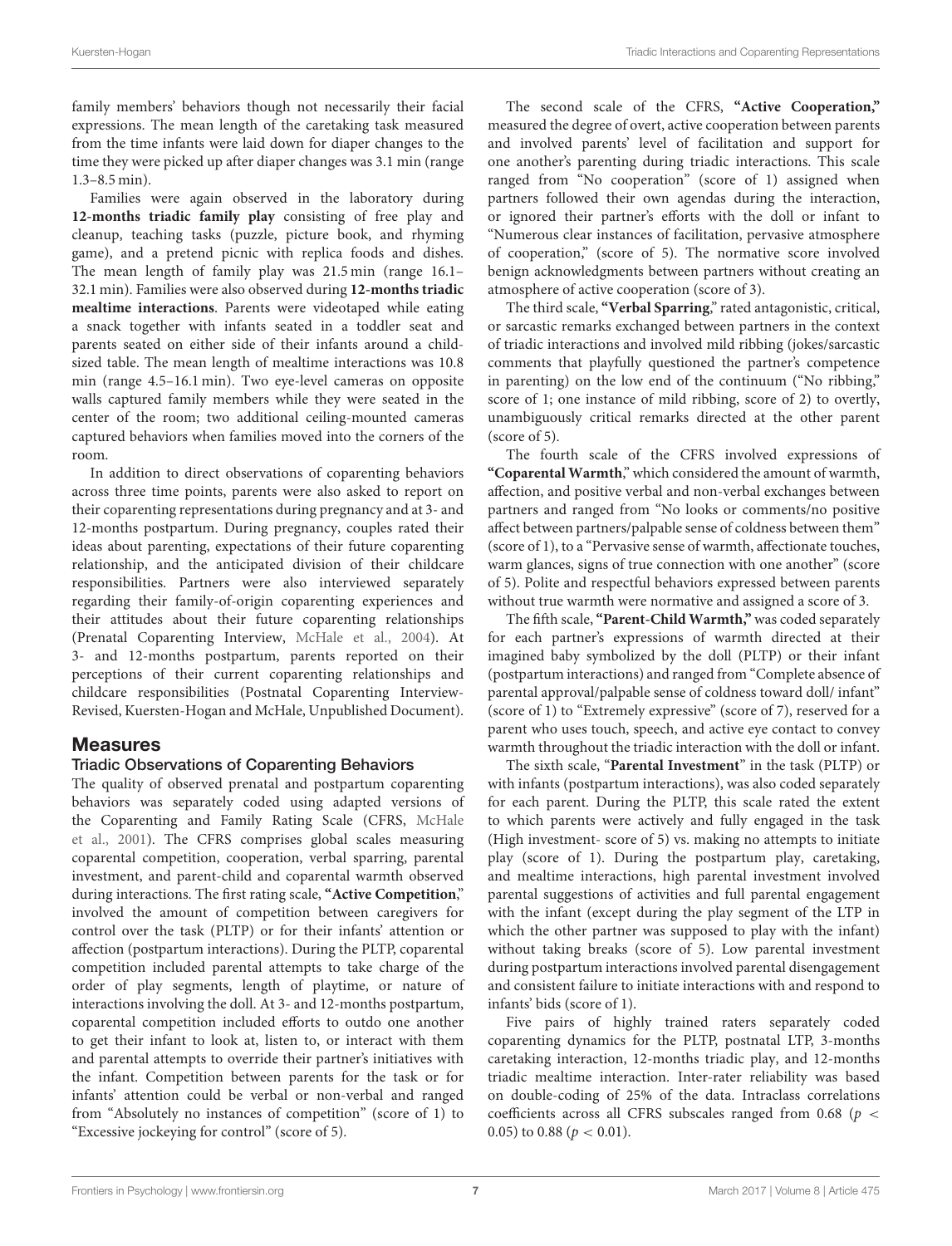family members' behaviors though not necessarily their facial expressions. The mean length of the caretaking task measured from the time infants were laid down for diaper changes to the time they were picked up after diaper changes was 3.1 min (range 1.3–8.5 min).

Families were again observed in the laboratory during **12-months triadic family play** consisting of free play and cleanup, teaching tasks (puzzle, picture book, and rhyming game), and a pretend picnic with replica foods and dishes. The mean length of family play was 21.5 min (range 16.1–32.1 min). Families were also observed during **12-months triadic mealtime interactions**. Parents were videotaped while eating a snack together with infants seated in a toddler seat and parents seated on either side of their infants around a child-sized table. The mean length of mealtime interactions was 10.8 min (range 4.5–16.1 min). Two eye-level cameras on opposite walls captured family members while they were seated in the center of the room; two additional ceiling-mounted cameras captured behaviors when families moved into the corners of the room.

In addition to direct observations of coparenting behaviors across three time points, parents were also asked to report on their coparenting representations during pregnancy and at 3- and 12-months postpartum. During pregnancy, couples rated their ideas about parenting, expectations of their future coparenting relationship, and the anticipated division of their childcare responsibilities. Partners were also interviewed separately regarding their family-of-origin coparenting experiences and their attitudes about their future coparenting relationships (Prenatal Coparenting Interview, McHale et al., 2004). At 3- and 12-months postpartum, parents reported on their perceptions of their current coparenting relationships and childcare responsibilities (Postnatal Coparenting Interview-Revised, Kuersten-Hogan and McHale, Unpublished Document).

## Measures

### Triadic Observations of Coparenting Behaviors

The quality of observed prenatal and postpartum coparenting behaviors was separately coded using adapted versions of the Coparenting and Family Rating Scale (CFRS, McHale et al., 2001). The CFRS comprises global scales measuring coparental competition, cooperation, verbal sparring, parental investment, and parent-child and coparental warmth observed during interactions. The first rating scale, **"Active Competition**," involved the amount of competition between caregivers for control over the task (PLTP) or for their infants' attention or affection (postpartum interactions). During the PLTP, coparental competition included parental attempts to take charge of the order of play segments, length of playtime, or nature of interactions involving the doll. At 3- and 12-months postpartum, coparental competition included efforts to outdo one another to get their infant to look at, listen to, or interact with them and parental attempts to override their partner's initiatives with the infant. Competition between parents for the task or for infants' attention could be verbal or non-verbal and ranged from "Absolutely no instances of competition" (score of 1) to "Excessive jockeying for control" (score of 5).

The second scale of the CFRS, **"Active Cooperation,"** measured the degree of overt, active cooperation between parents and involved parents' level of facilitation and support for one another's parenting during triadic interactions. This scale ranged from "No cooperation" (score of 1) assigned when partners followed their own agendas during the interaction, or ignored their partner's efforts with the doll or infant to "Numerous clear instances of facilitation, pervasive atmosphere of cooperation," (score of 5). The normative score involved benign acknowledgments between partners without creating an atmosphere of active cooperation (score of 3).

The third scale, **"Verbal Sparring**," rated antagonistic, critical, or sarcastic remarks exchanged between partners in the context of triadic interactions and involved mild ribbing (jokes/sarcastic comments that playfully questioned the partner's competence in parenting) on the low end of the continuum ("No ribbing," score of 1; one instance of mild ribbing, score of 2) to overtly, unambiguously critical remarks directed at the other parent (score of 5).

The fourth scale of the CFRS involved expressions of **"Coparental Warmth**," which considered the amount of warmth, affection, and positive verbal and non-verbal exchanges between partners and ranged from "No looks or comments/no positive affect between partners/palpable sense of coldness between them" (score of 1), to a "Pervasive sense of warmth, affectionate touches, warm glances, signs of true connection with one another" (score of 5). Polite and respectful behaviors expressed between parents without true warmth were normative and assigned a score of 3.

The fifth scale, **"Parent-Child Warmth,"** was coded separately for each partner's expressions of warmth directed at their imagined baby symbolized by the doll (PLTP) or their infant (postpartum interactions) and ranged from "Complete absence of parental approval/palpable sense of coldness toward doll/ infant" (score of 1) to "Extremely expressive" (score of 7), reserved for a parent who uses touch, speech, and active eye contact to convey warmth throughout the triadic interaction with the doll or infant.

The sixth scale, "**Parental Investment**" in the task (PLTP) or with infants (postpartum interactions), was also coded separately for each parent. During the PLTP, this scale rated the extent to which parents were actively and fully engaged in the task (High investment- score of 5) vs. making no attempts to initiate play (score of 1). During the postpartum play, caretaking, and mealtime interactions, high parental investment involved parental suggestions of activities and full parental engagement with the infant (except during the play segment of the LTP in which the other partner was supposed to play with the infant) without taking breaks (score of 5). Low parental investment during postpartum interactions involved parental disengagement and consistent failure to initiate interactions with and respond to infants' bids (score of 1).

Five pairs of highly trained raters separately coded coparenting dynamics for the PLTP, postnatal LTP, 3-months caretaking interaction, 12-months triadic play, and 12-months triadic mealtime interaction. Inter-rater reliability was based on double-coding of 25% of the data. Intraclass correlations coefficients across all CFRS subscales ranged from 0.68 ($p < 0.05$) to 0.88 ($p < 0.01$).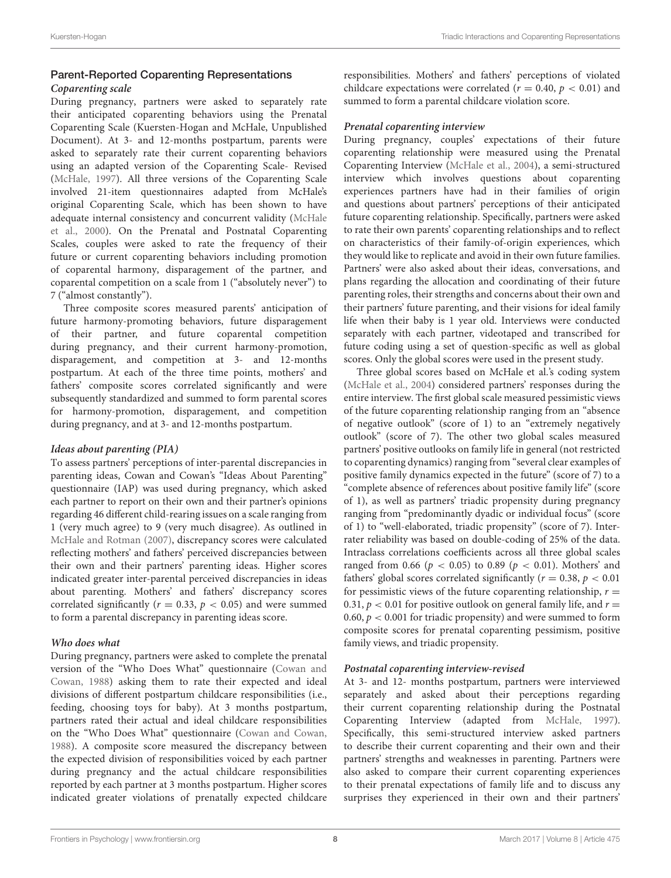### Parent-Reported Coparenting Representations

#### *Coparenting scale*

During pregnancy, partners were asked to separately rate their anticipated coparenting behaviors using the Prenatal Coparenting Scale (Kuersten-Hogan and McHale, Unpublished Document). At 3- and 12-months postpartum, parents were asked to separately rate their current coparenting behaviors using an adapted version of the Coparenting Scale- Revised (McHale, 1997). All three versions of the Coparenting Scale involved 21-item questionnaires adapted from McHale's original Coparenting Scale, which has been shown to have adequate internal consistency and concurrent validity (McHale et al., 2000). On the Prenatal and Postnatal Coparenting Scales, couples were asked to rate the frequency of their future or current coparenting behaviors including promotion of coparental harmony, disparagement of the partner, and coparental competition on a scale from 1 ("absolutely never") to 7 ("almost constantly").

Three composite scores measured parents' anticipation of future harmony-promoting behaviors, future disparagement of their partner, and future coparental competition during pregnancy, and their current harmony-promotion, disparagement, and competition at 3- and 12-months postpartum. At each of the three time points, mothers' and fathers' composite scores correlated significantly and were subsequently standardized and summed to form parental scores for harmony-promotion, disparagement, and competition during pregnancy, and at 3- and 12-months postpartum.

#### *Ideas about parenting (PIA)*

To assess partners' perceptions of inter-parental discrepancies in parenting ideas, Cowan and Cowan's "Ideas About Parenting" questionnaire (IAP) was used during pregnancy, which asked each partner to report on their own and their partner's opinions regarding 46 different child-rearing issues on a scale ranging from 1 (very much agree) to 9 (very much disagree). As outlined in McHale and Rotman (2007), discrepancy scores were calculated reflecting mothers' and fathers' perceived discrepancies between their own and their partners' parenting ideas. Higher scores indicated greater inter-parental perceived discrepancies in ideas about parenting. Mothers' and fathers' discrepancy scores correlated significantly ($r = 0.33$, $p < 0.05$) and were summed to form a parental discrepancy in parenting ideas score.

#### *Who does what*

During pregnancy, partners were asked to complete the prenatal version of the "Who Does What" questionnaire (Cowan and Cowan, 1988) asking them to rate their expected and ideal divisions of different postpartum childcare responsibilities (i.e., feeding, choosing toys for baby). At 3 months postpartum, partners rated their actual and ideal childcare responsibilities on the "Who Does What" questionnaire (Cowan and Cowan, 1988). A composite score measured the discrepancy between the expected division of responsibilities voiced by each partner during pregnancy and the actual childcare responsibilities reported by each partner at 3 months postpartum. Higher scores indicated greater violations of prenatally expected childcare responsibilities. Mothers' and fathers' perceptions of violated childcare expectations were correlated ($r = 0.40$, $p < 0.01$) and summed to form a parental childcare violation score.

#### *Prenatal coparenting interview*

During pregnancy, couples' expectations of their future coparenting relationship were measured using the Prenatal Coparenting Interview (McHale et al., 2004), a semi-structured interview which involves questions about coparenting experiences partners have had in their families of origin and questions about partners' perceptions of their anticipated future coparenting relationship. Specifically, partners were asked to rate their own parents' coparenting relationships and to reflect on characteristics of their family-of-origin experiences, which they would like to replicate and avoid in their own future families. Partners' were also asked about their ideas, conversations, and plans regarding the allocation and coordinating of their future parenting roles, their strengths and concerns about their own and their partners' future parenting, and their visions for ideal family life when their baby is 1 year old. Interviews were conducted separately with each partner, videotaped and transcribed for future coding using a set of question-specific as well as global scores. Only the global scores were used in the present study.

Three global scores based on McHale et al.'s coding system (McHale et al., 2004) considered partners' responses during the entire interview. The first global scale measured pessimistic views of the future coparenting relationship ranging from an "absence of negative outlook" (score of 1) to an "extremely negatively outlook" (score of 7). The other two global scales measured partners' positive outlooks on family life in general (not restricted to coparenting dynamics) ranging from "several clear examples of positive family dynamics expected in the future" (score of 7) to a "complete absence of references about positive family life" (score of 1), as well as partners' triadic propensity during pregnancy ranging from "predominantly dyadic or individual focus" (score of 1) to "well-elaborated, triadic propensity" (score of 7). Inter-rater reliability was based on double-coding of 25% of the data. Intraclass correlations coefficients across all three global scales ranged from 0.66 ($p < 0.05$) to 0.89 ($p < 0.01$). Mothers' and fathers' global scores correlated significantly ($r = 0.38$, $p < 0.01$ for pessimistic views of the future coparenting relationship, $r = 0.31$, $p < 0.01$ for positive outlook on general family life, and $r = 0.60$, $p < 0.001$ for triadic propensity) and were summed to form composite scores for prenatal coparenting pessimism, positive family views, and triadic propensity.

#### *Postnatal coparenting interview-revised*

At 3- and 12- months postpartum, partners were interviewed separately and asked about their perceptions regarding their current coparenting relationship during the Postnatal Coparenting Interview (adapted from McHale, 1997). Specifically, this semi-structured interview asked partners to describe their current coparenting and their own and their partners' strengths and weaknesses in parenting. Partners were also asked to compare their current coparenting experiences to their prenatal expectations of family life and to discuss any surprises they experienced in their own and their partners'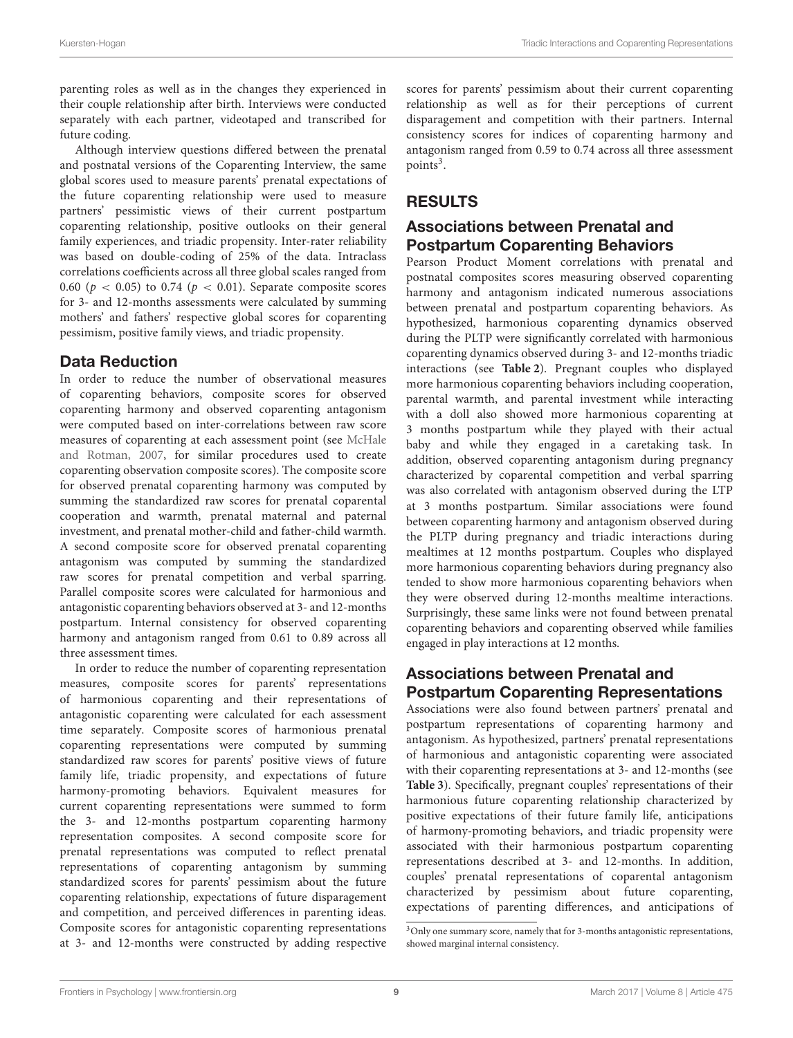parenting roles as well as in the changes they experienced in their couple relationship after birth. Interviews were conducted separately with each partner, videotaped and transcribed for future coding.

Although interview questions differed between the prenatal and postnatal versions of the Coparenting Interview, the same global scores used to measure parents' prenatal expectations of the future coparenting relationship were used to measure partners' pessimistic views of their current postpartum coparenting relationship, positive outlooks on their general family experiences, and triadic propensity. Inter-rater reliability was based on double-coding of 25% of the data. Intraclass correlations coefficients across all three global scales ranged from 0.60 ($p < 0.05$) to 0.74 ($p < 0.01$). Separate composite scores for 3- and 12-months assessments were calculated by summing mothers' and fathers' respective global scores for coparenting pessimism, positive family views, and triadic propensity.

## Data Reduction

In order to reduce the number of observational measures of coparenting behaviors, composite scores for observed coparenting harmony and observed coparenting antagonism were computed based on inter-correlations between raw score measures of coparenting at each assessment point (see McHale and Rotman, 2007, for similar procedures used to create coparenting observation composite scores). The composite score for observed prenatal coparenting harmony was computed by summing the standardized raw scores for prenatal coparental cooperation and warmth, prenatal maternal and paternal investment, and prenatal mother-child and father-child warmth. A second composite score for observed prenatal coparenting antagonism was computed by summing the standardized raw scores for prenatal competition and verbal sparring. Parallel composite scores were calculated for harmonious and antagonistic coparenting behaviors observed at 3- and 12-months postpartum. Internal consistency for observed coparenting harmony and antagonism ranged from 0.61 to 0.89 across all three assessment times.

In order to reduce the number of coparenting representation measures, composite scores for parents' representations of harmonious coparenting and their representations of antagonistic coparenting were calculated for each assessment time separately. Composite scores of harmonious prenatal coparenting representations were computed by summing standardized raw scores for parents' positive views of future family life, triadic propensity, and expectations of future harmony-promoting behaviors. Equivalent measures for current coparenting representations were summed to form the 3- and 12-months postpartum coparenting harmony representation composites. A second composite score for prenatal representations was computed to reflect prenatal representations of coparenting antagonism by summing standardized scores for parents' pessimism about the future coparenting relationship, expectations of future disparagement and competition, and perceived differences in parenting ideas. Composite scores for antagonistic coparenting representations at 3- and 12-months were constructed by adding respective scores for parents' pessimism about their current coparenting relationship as well as for their perceptions of current disparagement and competition with their partners. Internal consistency scores for indices of coparenting harmony and antagonism ranged from 0.59 to 0.74 across all three assessment points[3].

# RESULTS

## Associations between Prenatal and Postpartum Coparenting Behaviors

Pearson Product Moment correlations with prenatal and postnatal composites scores measuring observed coparenting harmony and antagonism indicated numerous associations between prenatal and postpartum coparenting behaviors. As hypothesized, harmonious coparenting dynamics observed during the PLTP were significantly correlated with harmonious coparenting dynamics observed during 3- and 12-months triadic interactions (see **Table 2**). Pregnant couples who displayed more harmonious coparenting behaviors including cooperation, parental warmth, and parental investment while interacting with a doll also showed more harmonious coparenting at 3 months postpartum while they played with their actual baby and while they engaged in a caretaking task. In addition, observed coparenting antagonism during pregnancy characterized by coparental competition and verbal sparring was also correlated with antagonism observed during the LTP at 3 months postpartum. Similar associations were found between coparenting harmony and antagonism observed during the PLTP during pregnancy and triadic interactions during mealtimes at 12 months postpartum. Couples who displayed more harmonious coparenting behaviors during pregnancy also tended to show more harmonious coparenting behaviors when they were observed during 12-months mealtime interactions. Surprisingly, these same links were not found between prenatal coparenting behaviors and coparenting observed while families engaged in play interactions at 12 months.

## Associations between Prenatal and Postpartum Coparenting Representations

Associations were also found between partners' prenatal and postpartum representations of coparenting harmony and antagonism. As hypothesized, partners' prenatal representations of harmonious and antagonistic coparenting were associated with their coparenting representations at 3- and 12-months (see **Table 3**). Specifically, pregnant couples' representations of their harmonious future coparenting relationship characterized by positive expectations of their future family life, anticipations of harmony-promoting behaviors, and triadic propensity were associated with their harmonious postpartum coparenting representations described at 3- and 12-months. In addition, couples' prenatal representations of coparental antagonism characterized by pessimism about future coparenting, expectations of parenting differences, and anticipations of

[3] Only one summary score, namely that for 3-months antagonistic representations, showed marginal internal consistency.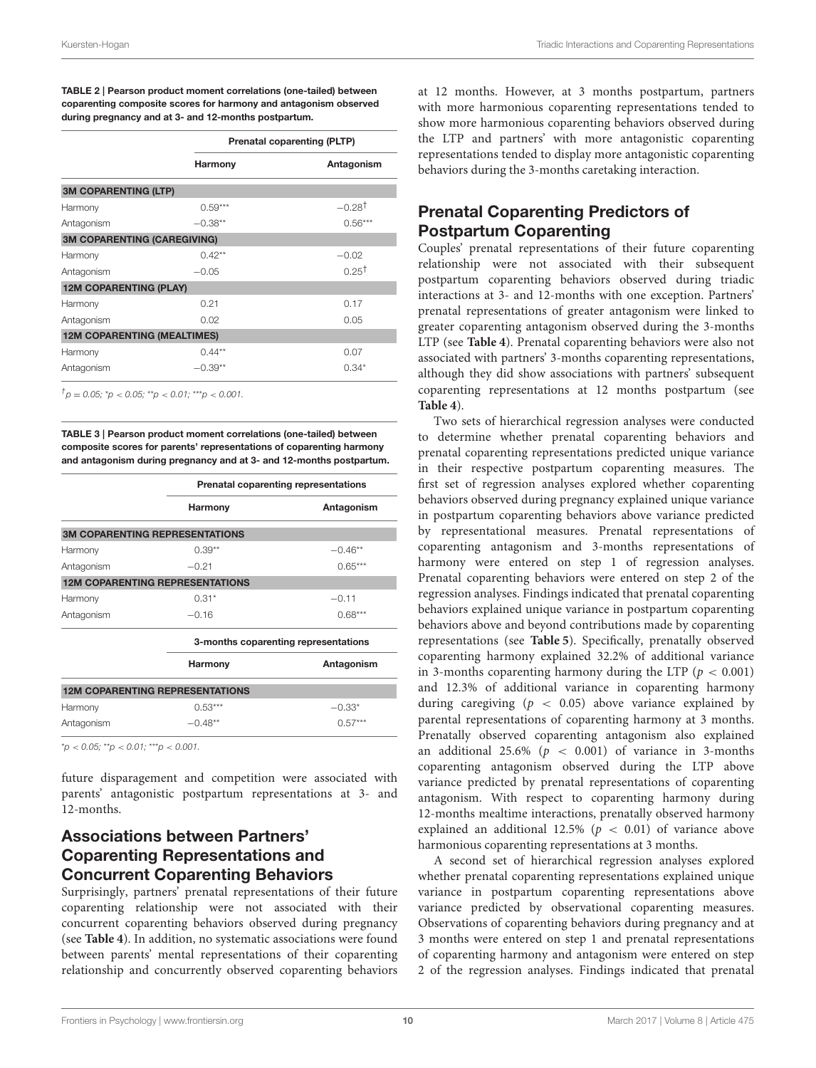**TABLE 2 | Pearson product moment correlations (one-tailed) between coparenting composite scores for harmony and antagonism observed during pregnancy and at 3- and 12-months postpartum.**

| | Prenatal coparenting (PLTP) | |
|---|---|---|
| | **Harmony** | **Antagonism** |
| **3M COPARENTING (LTP)** | | |
| Harmony | 0.59*** | −0.28† |
| Antagonism | −0.38** | 0.56*** |
| **3M COPARENTING (CAREGIVING)** | | |
| Harmony | 0.42** | −0.02 |
| Antagonism | −0.05 | 0.25† |
| **12M COPARENTING (PLAY)** | | |
| Harmony | 0.21 | 0.17 |
| Antagonism | 0.02 | 0.05 |
| **12M COPARENTING (MEALTIMES)** | | |
| Harmony | 0.44** | 0.07 |
| Antagonism | −0.39** | 0.34* |

†$p = 0.05$; *$p < 0.05$; **$p < 0.01$; ***$p < 0.001$.

**TABLE 3 | Pearson product moment correlations (one-tailed) between composite scores for parents' representations of coparenting harmony and antagonism during pregnancy and at 3- and 12-months postpartum.**

| | Prenatal coparenting representations | |
|---|---|---|
| | **Harmony** | **Antagonism** |
| **3M COPARENTING REPRESENTATIONS** | | |
| Harmony | 0.39** | −0.46** |
| Antagonism | −0.21 | 0.65*** |
| **12M COPARENTING REPRESENTATIONS** | | |
| Harmony | 0.31* | −0.11 |
| Antagonism | −0.16 | 0.68*** |
| | **3-months coparenting representations** | |
| | **Harmony** | **Antagonism** |
| **12M COPARENTING REPRESENTATIONS** | | |
| Harmony | 0.53*** | −0.33* |
| Antagonism | −0.48** | 0.57*** |

*$p < 0.05$; **$p < 0.01$; ***$p < 0.001$.

future disparagement and competition were associated with parents' antagonistic postpartum representations at 3- and 12-months.

## Associations between Partners' Coparenting Representations and Concurrent Coparenting Behaviors

Surprisingly, partners' prenatal representations of their future coparenting relationship were not associated with their concurrent coparenting behaviors observed during pregnancy (see **Table 4**). In addition, no systematic associations were found between parents' mental representations of their coparenting relationship and concurrently observed coparenting behaviors at 12 months. However, at 3 months postpartum, partners with more harmonious coparenting representations tended to show more harmonious coparenting behaviors observed during the LTP and partners' with more antagonistic coparenting representations tended to display more antagonistic coparenting behaviors during the 3-months caretaking interaction.

## Prenatal Coparenting Predictors of Postpartum Coparenting

Couples' prenatal representations of their future coparenting relationship were not associated with their subsequent postpartum coparenting behaviors observed during triadic interactions at 3- and 12-months with one exception. Partners' prenatal representations of greater antagonism were linked to greater coparenting antagonism observed during the 3-months LTP (see **Table 4**). Prenatal coparenting behaviors were also not associated with partners' 3-months coparenting representations, although they did show associations with partners' subsequent coparenting representations at 12 months postpartum (see **Table 4**).

Two sets of hierarchical regression analyses were conducted to determine whether prenatal coparenting behaviors and prenatal coparenting representations predicted unique variance in their respective postpartum coparenting measures. The first set of regression analyses explored whether coparenting behaviors observed during pregnancy explained unique variance in postpartum coparenting behaviors above variance predicted by representational measures. Prenatal representations of coparenting antagonism and 3-months representations of harmony were entered on step 1 of regression analyses. Prenatal coparenting behaviors were entered on step 2 of the regression analyses. Findings indicated that prenatal coparenting behaviors explained unique variance in postpartum coparenting behaviors above and beyond contributions made by coparenting representations (see **Table 5**). Specifically, prenatally observed coparenting harmony explained 32.2% of additional variance in 3-months coparenting harmony during the LTP ($p < 0.001$) and 12.3% of additional variance in coparenting harmony during caregiving ($p < 0.05$) above variance explained by parental representations of coparenting harmony at 3 months. Prenatally observed coparenting antagonism also explained an additional 25.6% ($p < 0.001$) of variance in 3-months coparenting antagonism observed during the LTP above variance predicted by prenatal representations of coparenting antagonism. With respect to coparenting harmony during 12-months mealtime interactions, prenatally observed harmony explained an additional 12.5% ($p < 0.01$) of variance above harmonious coparenting representations at 3 months.

A second set of hierarchical regression analyses explored whether prenatal coparenting representations explained unique variance in postpartum coparenting representations above variance predicted by observational coparenting measures. Observations of coparenting behaviors during pregnancy and at 3 months were entered on step 1 and prenatal representations of coparenting harmony and antagonism were entered on step 2 of the regression analyses. Findings indicated that prenatal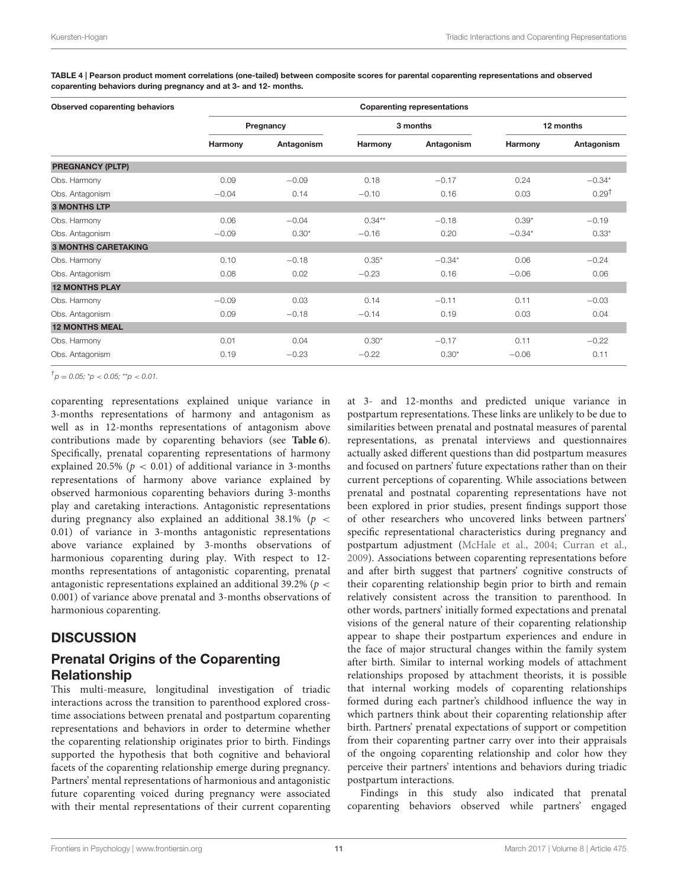**TABLE 4 | Pearson product moment correlations (one-tailed) between composite scores for parental coparenting representations and observed coparenting behaviors during pregnancy and at 3- and 12- months.**

| Observed coparenting behaviors | Coparenting representations | | | | | |
|---|---|---|---|---|---|---|
| | Pregnancy | | 3 months | | 12 months | |
| | Harmony | Antagonism | Harmony | Antagonism | Harmony | Antagonism |
| **PREGNANCY (PLTP)** | | | | | | |
| Obs. Harmony | 0.09 | −0.09 | 0.18 | −0.17 | 0.24 | −0.34* |
| Obs. Antagonism | −0.04 | 0.14 | −0.10 | 0.16 | 0.03 | 0.29† |
| **3 MONTHS LTP** | | | | | | |
| Obs. Harmony | 0.06 | −0.04 | 0.34** | −0.18 | 0.39* | −0.19 |
| Obs. Antagonism | −0.09 | 0.30* | −0.16 | 0.20 | −0.34* | 0.33* |
| **3 MONTHS CARETAKING** | | | | | | |
| Obs. Harmony | 0.10 | −0.18 | 0.35* | −0.34* | 0.06 | −0.24 |
| Obs. Antagonism | 0.08 | 0.02 | −0.23 | 0.16 | −0.06 | 0.06 |
| **12 MONTHS PLAY** | | | | | | |
| Obs. Harmony | −0.09 | 0.03 | 0.14 | −0.11 | 0.11 | −0.03 |
| Obs. Antagonism | 0.09 | −0.18 | −0.14 | 0.19 | 0.03 | 0.04 |
| **12 MONTHS MEAL** | | | | | | |
| Obs. Harmony | 0.01 | 0.04 | 0.30* | −0.17 | 0.11 | −0.22 |
| Obs. Antagonism | 0.19 | −0.23 | −0.22 | 0.30* | −0.06 | 0.11 |

† $p = 0.05$; * $p < 0.05$; ** $p < 0.01$.

coparenting representations explained unique variance in 3-months representations of harmony and antagonism as well as in 12-months representations of antagonism above contributions made by coparenting behaviors (see **Table 6**). Specifically, prenatal coparenting representations of harmony explained 20.5% ($p < 0.01$) of additional variance in 3-months representations of harmony above variance explained by observed harmonious coparenting behaviors during 3-months play and caretaking interactions. Antagonistic representations during pregnancy also explained an additional 38.1% ($p < 0.01$) of variance in 3-months antagonistic representations above variance explained by 3-months observations of harmonious coparenting during play. With respect to 12-months representations of antagonistic coparenting, prenatal antagonistic representations explained an additional 39.2% ($p < 0.001$) of variance above prenatal and 3-months observations of harmonious coparenting.

## DISCUSSION

### Prenatal Origins of the Coparenting Relationship

This multi-measure, longitudinal investigation of triadic interactions across the transition to parenthood explored cross-time associations between prenatal and postpartum coparenting representations and behaviors in order to determine whether the coparenting relationship originates prior to birth. Findings supported the hypothesis that both cognitive and behavioral facets of the coparenting relationship emerge during pregnancy. Partners' mental representations of harmonious and antagonistic future coparenting voiced during pregnancy were associated with their mental representations of their current coparenting at 3- and 12-months and predicted unique variance in postpartum representations. These links are unlikely to be due to similarities between prenatal and postnatal measures of parental representations, as prenatal interviews and questionnaires actually asked different questions than did postpartum measures and focused on partners' future expectations rather than on their current perceptions of coparenting. While associations between prenatal and postnatal coparenting representations have not been explored in prior studies, present findings support those of other researchers who uncovered links between partners' specific representational characteristics during pregnancy and postpartum adjustment (McHale et al., 2004; Curran et al., 2009). Associations between coparenting representations before and after birth suggest that partners' cognitive constructs of their coparenting relationship begin prior to birth and remain relatively consistent across the transition to parenthood. In other words, partners' initially formed expectations and prenatal visions of the general nature of their coparenting relationship appear to shape their postpartum experiences and endure in the face of major structural changes within the family system after birth. Similar to internal working models of attachment relationships proposed by attachment theorists, it is possible that internal working models of coparenting relationships formed during each partner's childhood influence the way in which partners think about their coparenting relationship after birth. Partners' prenatal expectations of support or competition from their coparenting partner carry over into their appraisals of the ongoing coparenting relationship and color how they perceive their partners' intentions and behaviors during triadic postpartum interactions.

Findings in this study also indicated that prenatal coparenting behaviors observed while partners' engaged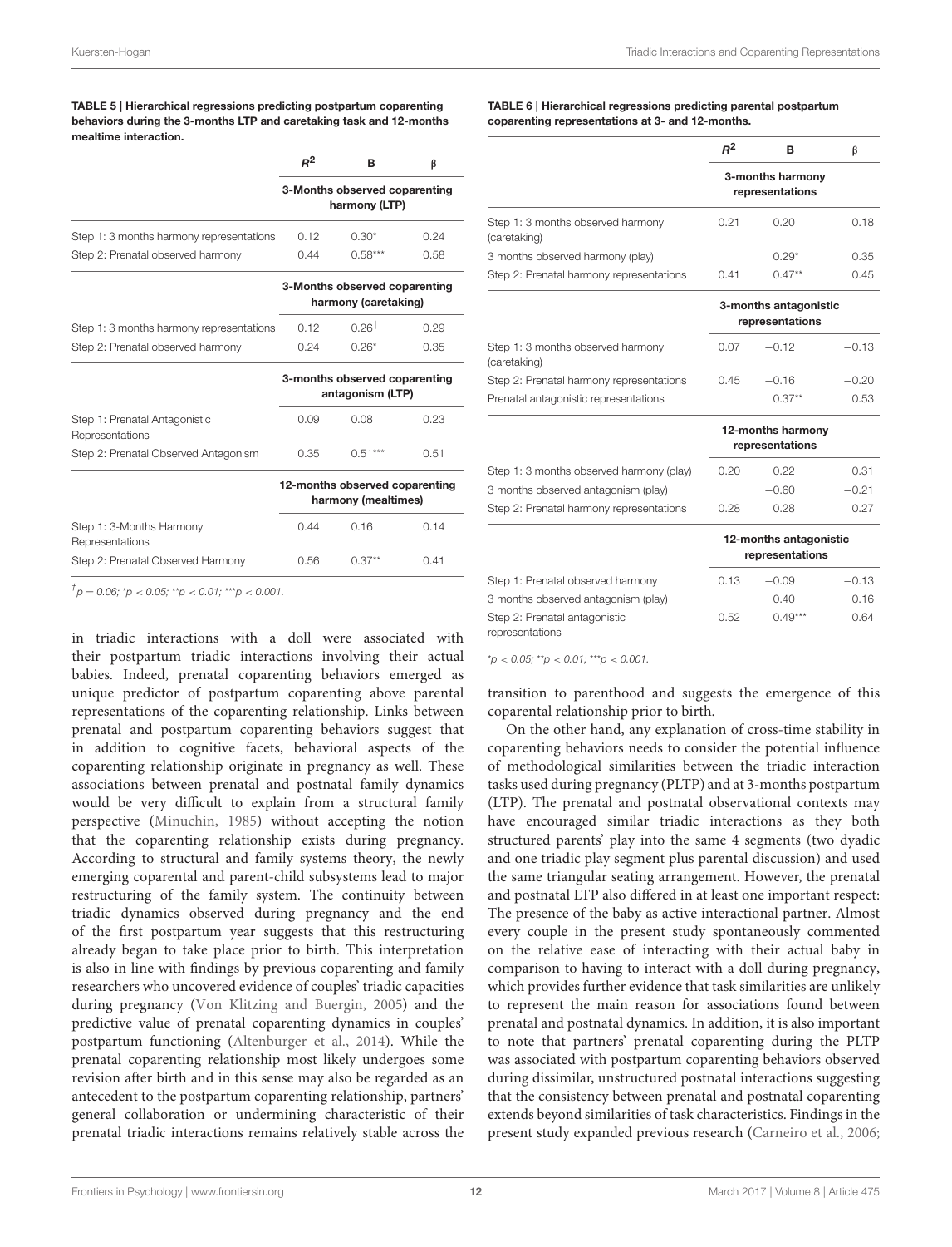**TABLE 5 | Hierarchical regressions predicting postpartum coparenting behaviors during the 3-months LTP and caretaking task and 12-months mealtime interaction.**

| | $R^2$ | B | β |
|---|---|---|---|
| | 3-Months observed coparenting harmony (LTP) | | |
| Step 1: 3 months harmony representations | 0.12 | 0.30* | 0.24 |
| Step 2: Prenatal observed harmony | 0.44 | 0.58*** | 0.58 |
| | 3-Months observed coparenting harmony (caretaking) | | |
| Step 1: 3 months harmony representations | 0.12 | 0.26† | 0.29 |
| Step 2: Prenatal observed harmony | 0.24 | 0.26* | 0.35 |
| | 3-months observed coparenting antagonism (LTP) | | |
| Step 1: Prenatal Antagonistic Representations | 0.09 | 0.08 | 0.23 |
| Step 2: Prenatal Observed Antagonism | 0.35 | 0.51*** | 0.51 |
| | 12-months observed coparenting harmony (mealtimes) | | |
| Step 1: 3-Months Harmony Representations | 0.44 | 0.16 | 0.14 |
| Step 2: Prenatal Observed Harmony | 0.56 | 0.37** | 0.41 |

†$p = 0.06$; *$p < 0.05$; **$p < 0.01$; ***$p < 0.001$.

**TABLE 6 | Hierarchical regressions predicting parental postpartum coparenting representations at 3- and 12-months.**

| | $R^2$ | B | β |
|---|---|---|---|
| | 3-months harmony representations | | |
| Step 1: 3 months observed harmony (caretaking) | 0.21 | 0.20 | 0.18 |
| 3 months observed harmony (play) | | 0.29* | 0.35 |
| Step 2: Prenatal harmony representations | 0.41 | 0.47** | 0.45 |
| | 3-months antagonistic representations | | |
| Step 1: 3 months observed harmony (caretaking) | 0.07 | −0.12 | −0.13 |
| Step 2: Prenatal harmony representations | 0.45 | −0.16 | −0.20 |
| Prenatal antagonistic representations | | 0.37** | 0.53 |
| | 12-months harmony representations | | |
| Step 1: 3 months observed harmony (play) | 0.20 | 0.22 | 0.31 |
| 3 months observed antagonism (play) | | −0.60 | −0.21 |
| Step 2: Prenatal harmony representations | 0.28 | 0.28 | 0.27 |
| | 12-months antagonistic representations | | |
| Step 1: Prenatal observed harmony | 0.13 | −0.09 | −0.13 |
| 3 months observed antagonism (play) | | 0.40 | 0.16 |
| Step 2: Prenatal antagonistic representations | 0.52 | 0.49*** | 0.64 |

*$p < 0.05$; **$p < 0.01$; ***$p < 0.001$.

in triadic interactions with a doll were associated with their postpartum triadic interactions involving their actual babies. Indeed, prenatal coparenting behaviors emerged as unique predictor of postpartum coparenting above parental representations of the coparenting relationship. Links between prenatal and postpartum coparenting behaviors suggest that in addition to cognitive facets, behavioral aspects of the coparenting relationship originate in pregnancy as well. These associations between prenatal and postnatal family dynamics would be very difficult to explain from a structural family perspective (Minuchin, 1985) without accepting the notion that the coparenting relationship exists during pregnancy. According to structural and family systems theory, the newly emerging coparental and parent-child subsystems lead to major restructuring of the family system. The continuity between triadic dynamics observed during pregnancy and the end of the first postpartum year suggests that this restructuring already began to take place prior to birth. This interpretation is also in line with findings by previous coparenting and family researchers who uncovered evidence of couples' triadic capacities during pregnancy (Von Klitzing and Buergin, 2005) and the predictive value of prenatal coparenting dynamics in couples' postpartum functioning (Altenburger et al., 2014). While the prenatal coparenting relationship most likely undergoes some revision after birth and in this sense may also be regarded as an antecedent to the postpartum coparenting relationship, partners' general collaboration or undermining characteristic of their prenatal triadic interactions remains relatively stable across the transition to parenthood and suggests the emergence of this coparental relationship prior to birth.

On the other hand, any explanation of cross-time stability in coparenting behaviors needs to consider the potential influence of methodological similarities between the triadic interaction tasks used during pregnancy (PLTP) and at 3-months postpartum (LTP). The prenatal and postnatal observational contexts may have encouraged similar triadic interactions as they both structured parents' play into the same 4 segments (two dyadic and one triadic play segment plus parental discussion) and used the same triangular seating arrangement. However, the prenatal and postnatal LTP also differed in at least one important respect: The presence of the baby as active interactional partner. Almost every couple in the present study spontaneously commented on the relative ease of interacting with their actual baby in comparison to having to interact with a doll during pregnancy, which provides further evidence that task similarities are unlikely to represent the main reason for associations found between prenatal and postnatal dynamics. In addition, it is also important to note that partners' prenatal coparenting during the PLTP was associated with postpartum coparenting behaviors observed during dissimilar, unstructured postnatal interactions suggesting that the consistency between prenatal and postnatal coparenting extends beyond similarities of task characteristics. Findings in the present study expanded previous research (Carneiro et al., 2006;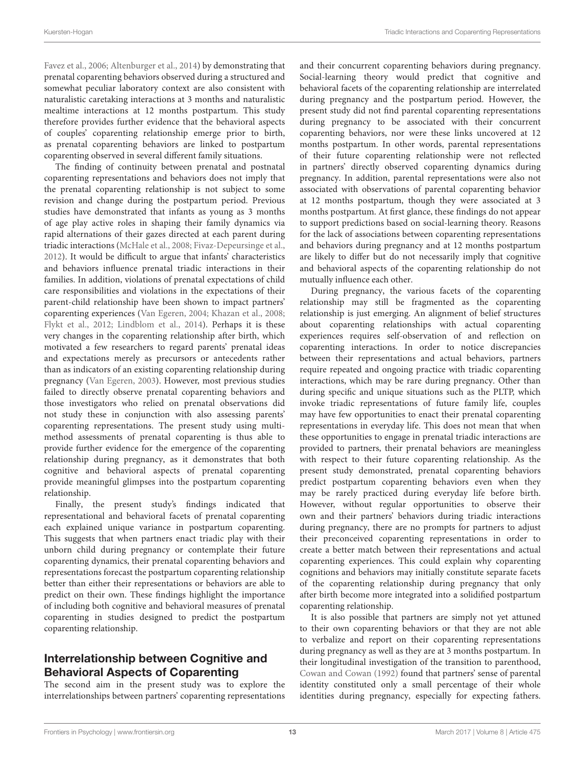Favez et al., 2006; Altenburger et al., 2014) by demonstrating that prenatal coparenting behaviors observed during a structured and somewhat peculiar laboratory context are also consistent with naturalistic caretaking interactions at 3 months and naturalistic mealtime interactions at 12 months postpartum. This study therefore provides further evidence that the behavioral aspects of couples' coparenting relationship emerge prior to birth, as prenatal coparenting behaviors are linked to postpartum coparenting observed in several different family situations.

The finding of continuity between prenatal and postnatal coparenting representations and behaviors does not imply that the prenatal coparenting relationship is not subject to some revision and change during the postpartum period. Previous studies have demonstrated that infants as young as 3 months of age play active roles in shaping their family dynamics via rapid alternations of their gazes directed at each parent during triadic interactions (McHale et al., 2008; Fivaz-Depeursinge et al., 2012). It would be difficult to argue that infants' characteristics and behaviors influence prenatal triadic interactions in their families. In addition, violations of prenatal expectations of child care responsibilities and violations in the expectations of their parent-child relationship have been shown to impact partners' coparenting experiences (Van Egeren, 2004; Khazan et al., 2008; Flykt et al., 2012; Lindblom et al., 2014). Perhaps it is these very changes in the coparenting relationship after birth, which motivated a few researchers to regard parents' prenatal ideas and expectations merely as precursors or antecedents rather than as indicators of an existing coparenting relationship during pregnancy (Van Egeren, 2003). However, most previous studies failed to directly observe prenatal coparenting behaviors and those investigators who relied on prenatal observations did not study these in conjunction with also assessing parents' coparenting representations. The present study using multi-method assessments of prenatal coparenting is thus able to provide further evidence for the emergence of the coparenting relationship during pregnancy, as it demonstrates that both cognitive and behavioral aspects of prenatal coparenting provide meaningful glimpses into the postpartum coparenting relationship.

Finally, the present study's findings indicated that representational and behavioral facets of prenatal coparenting each explained unique variance in postpartum coparenting. This suggests that when partners enact triadic play with their unborn child during pregnancy or contemplate their future coparenting dynamics, their prenatal coparenting behaviors and representations forecast the postpartum coparenting relationship better than either their representations or behaviors are able to predict on their own. These findings highlight the importance of including both cognitive and behavioral measures of prenatal coparenting in studies designed to predict the postpartum coparenting relationship.

## Interrelationship between Cognitive and Behavioral Aspects of Coparenting

The second aim in the present study was to explore the interrelationships between partners' coparenting representations and their concurrent coparenting behaviors during pregnancy. Social-learning theory would predict that cognitive and behavioral facets of the coparenting relationship are interrelated during pregnancy and the postpartum period. However, the present study did not find parental coparenting representations during pregnancy to be associated with their concurrent coparenting behaviors, nor were these links uncovered at 12 months postpartum. In other words, parental representations of their future coparenting relationship were not reflected in partners' directly observed coparenting dynamics during pregnancy. In addition, parental representations were also not associated with observations of parental coparenting behavior at 12 months postpartum, though they were associated at 3 months postpartum. At first glance, these findings do not appear to support predictions based on social-learning theory. Reasons for the lack of associations between coparenting representations and behaviors during pregnancy and at 12 months postpartum are likely to differ but do not necessarily imply that cognitive and behavioral aspects of the coparenting relationship do not mutually influence each other.

During pregnancy, the various facets of the coparenting relationship may still be fragmented as the coparenting relationship is just emerging. An alignment of belief structures about coparenting relationships with actual coparenting experiences requires self-observation of and reflection on coparenting interactions. In order to notice discrepancies between their representations and actual behaviors, partners require repeated and ongoing practice with triadic coparenting interactions, which may be rare during pregnancy. Other than during specific and unique situations such as the PLTP, which invoke triadic representations of future family life, couples may have few opportunities to enact their prenatal coparenting representations in everyday life. This does not mean that when these opportunities to engage in prenatal triadic interactions are provided to partners, their prenatal behaviors are meaningless with respect to their future coparenting relationship. As the present study demonstrated, prenatal coparenting behaviors predict postpartum coparenting behaviors even when they may be rarely practiced during everyday life before birth. However, without regular opportunities to observe their own and their partners' behaviors during triadic interactions during pregnancy, there are no prompts for partners to adjust their preconceived coparenting representations in order to create a better match between their representations and actual coparenting experiences. This could explain why coparenting cognitions and behaviors may initially constitute separate facets of the coparenting relationship during pregnancy that only after birth become more integrated into a solidified postpartum coparenting relationship.

It is also possible that partners are simply not yet attuned to their own coparenting behaviors or that they are not able to verbalize and report on their coparenting representations during pregnancy as well as they are at 3 months postpartum. In their longitudinal investigation of the transition to parenthood, Cowan and Cowan (1992) found that partners' sense of parental identity constituted only a small percentage of their whole identities during pregnancy, especially for expecting fathers.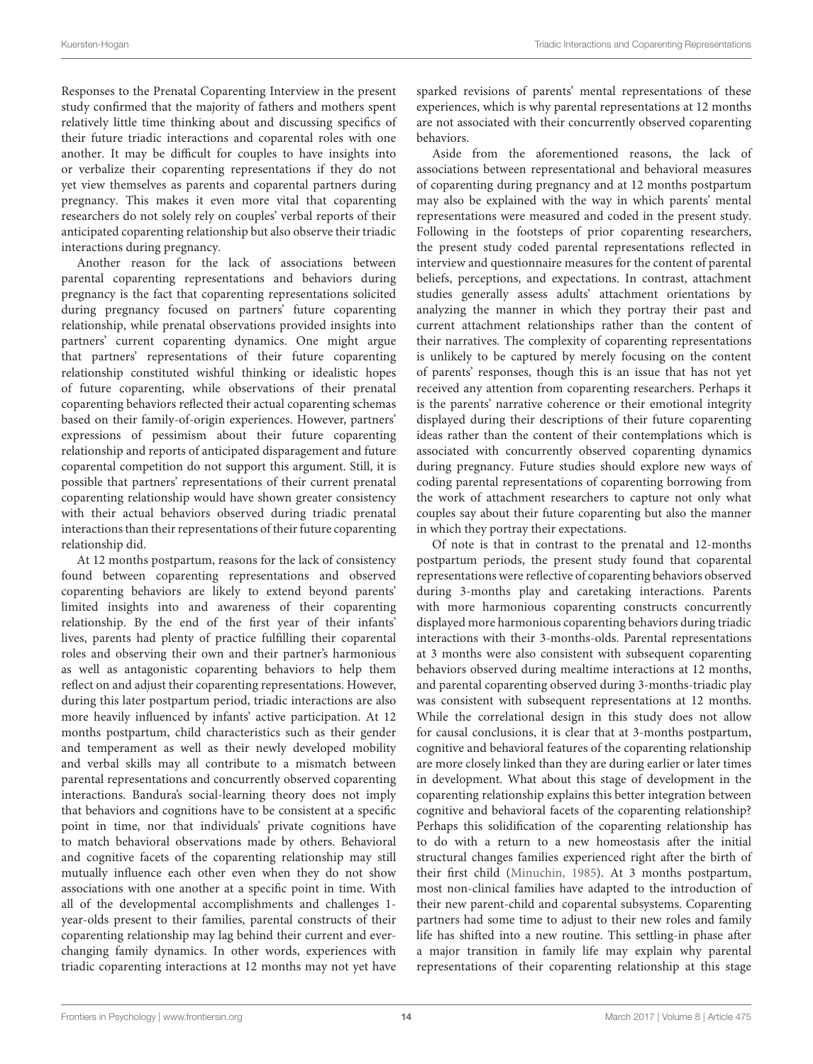Responses to the Prenatal Coparenting Interview in the present study confirmed that the majority of fathers and mothers spent relatively little time thinking about and discussing specifics of their future triadic interactions and coparental roles with one another. It may be difficult for couples to have insights into or verbalize their coparenting representations if they do not yet view themselves as parents and coparental partners during pregnancy. This makes it even more vital that coparenting researchers do not solely rely on couples' verbal reports of their anticipated coparenting relationship but also observe their triadic interactions during pregnancy.

Another reason for the lack of associations between parental coparenting representations and behaviors during pregnancy is the fact that coparenting representations solicited during pregnancy focused on partners' future coparenting relationship, while prenatal observations provided insights into partners' current coparenting dynamics. One might argue that partners' representations of their future coparenting relationship constituted wishful thinking or idealistic hopes of future coparenting, while observations of their prenatal coparenting behaviors reflected their actual coparenting schemas based on their family-of-origin experiences. However, partners' expressions of pessimism about their future coparenting relationship and reports of anticipated disparagement and future coparental competition do not support this argument. Still, it is possible that partners' representations of their current prenatal coparenting relationship would have shown greater consistency with their actual behaviors observed during triadic prenatal interactions than their representations of their future coparenting relationship did.

At 12 months postpartum, reasons for the lack of consistency found between coparenting representations and observed coparenting behaviors are likely to extend beyond parents' limited insights into and awareness of their coparenting relationship. By the end of the first year of their infants' lives, parents had plenty of practice fulfilling their coparental roles and observing their own and their partner's harmonious as well as antagonistic coparenting behaviors to help them reflect on and adjust their coparenting representations. However, during this later postpartum period, triadic interactions are also more heavily influenced by infants' active participation. At 12 months postpartum, child characteristics such as their gender and temperament as well as their newly developed mobility and verbal skills may all contribute to a mismatch between parental representations and concurrently observed coparenting interactions. Bandura's social-learning theory does not imply that behaviors and cognitions have to be consistent at a specific point in time, nor that individuals' private cognitions have to match behavioral observations made by others. Behavioral and cognitive facets of the coparenting relationship may still mutually influence each other even when they do not show associations with one another at a specific point in time. With all of the developmental accomplishments and challenges 1-year-olds present to their families, parental constructs of their coparenting relationship may lag behind their current and ever-changing family dynamics. In other words, experiences with triadic coparenting interactions at 12 months may not yet have sparked revisions of parents' mental representations of these experiences, which is why parental representations at 12 months are not associated with their concurrently observed coparenting behaviors.

Aside from the aforementioned reasons, the lack of associations between representational and behavioral measures of coparenting during pregnancy and at 12 months postpartum may also be explained with the way in which parents' mental representations were measured and coded in the present study. Following in the footsteps of prior coparenting researchers, the present study coded parental representations reflected in interview and questionnaire measures for the content of parental beliefs, perceptions, and expectations. In contrast, attachment studies generally assess adults' attachment orientations by analyzing the manner in which they portray their past and current attachment relationships rather than the content of their narratives. The complexity of coparenting representations is unlikely to be captured by merely focusing on the content of parents' responses, though this is an issue that has not yet received any attention from coparenting researchers. Perhaps it is the parents' narrative coherence or their emotional integrity displayed during their descriptions of their future coparenting ideas rather than the content of their contemplations which is associated with concurrently observed coparenting dynamics during pregnancy. Future studies should explore new ways of coding parental representations of coparenting borrowing from the work of attachment researchers to capture not only what couples say about their future coparenting but also the manner in which they portray their expectations.

Of note is that in contrast to the prenatal and 12-months postpartum periods, the present study found that coparental representations were reflective of coparenting behaviors observed during 3-months play and caretaking interactions. Parents with more harmonious coparenting constructs concurrently displayed more harmonious coparenting behaviors during triadic interactions with their 3-months-olds. Parental representations at 3 months were also consistent with subsequent coparenting behaviors observed during mealtime interactions at 12 months, and parental coparenting observed during 3-months-triadic play was consistent with subsequent representations at 12 months. While the correlational design in this study does not allow for causal conclusions, it is clear that at 3-months postpartum, cognitive and behavioral features of the coparenting relationship are more closely linked than they are during earlier or later times in development. What about this stage of development in the coparenting relationship explains this better integration between cognitive and behavioral facets of the coparenting relationship? Perhaps this solidification of the coparenting relationship has to do with a return to a new homeostasis after the initial structural changes families experienced right after the birth of their first child (Minuchin, 1985). At 3 months postpartum, most non-clinical families have adapted to the introduction of their new parent-child and coparental subsystems. Coparenting partners had some time to adjust to their new roles and family life has shifted into a new routine. This settling-in phase after a major transition in family life may explain why parental representations of their coparenting relationship at this stage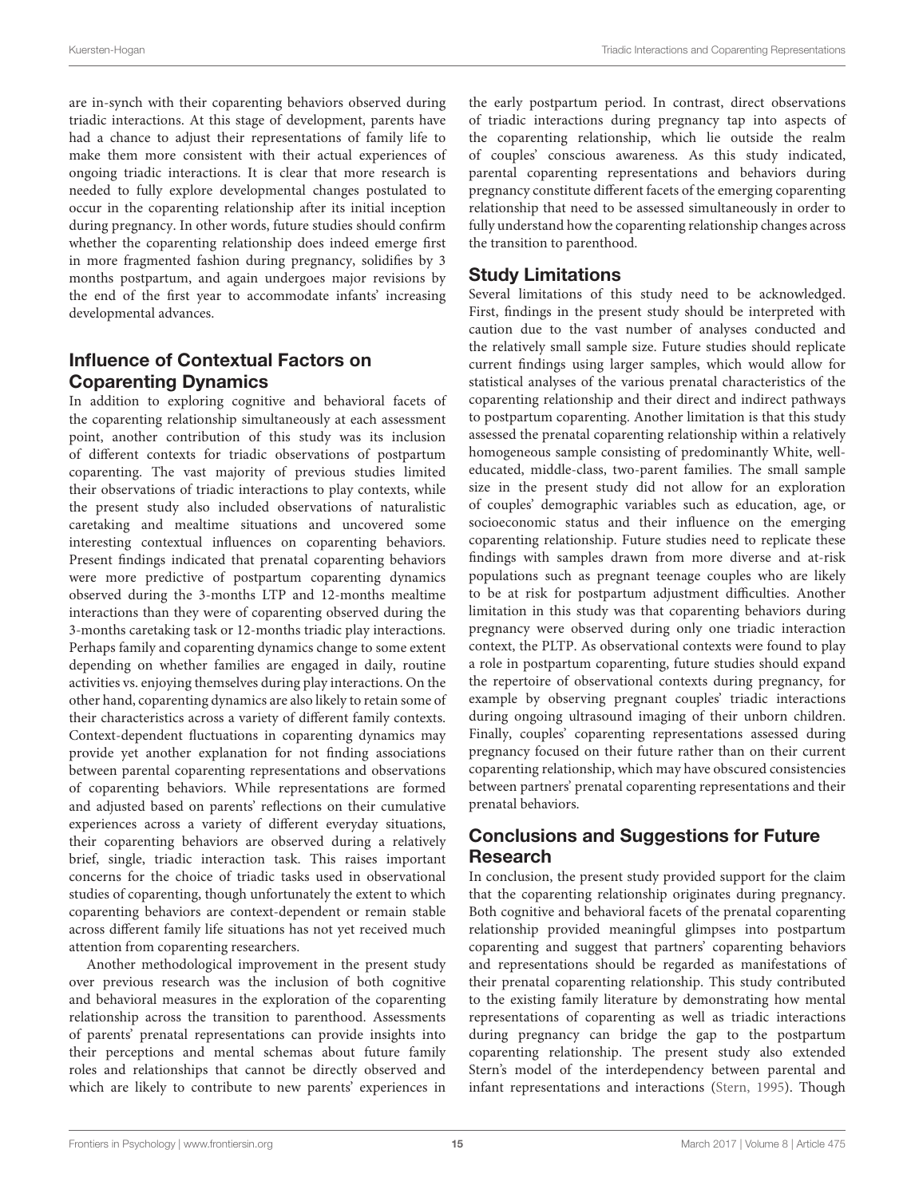are in-synch with their coparenting behaviors observed during triadic interactions. At this stage of development, parents have had a chance to adjust their representations of family life to make them more consistent with their actual experiences of ongoing triadic interactions. It is clear that more research is needed to fully explore developmental changes postulated to occur in the coparenting relationship after its initial inception during pregnancy. In other words, future studies should confirm whether the coparenting relationship does indeed emerge first in more fragmented fashion during pregnancy, solidifies by 3 months postpartum, and again undergoes major revisions by the end of the first year to accommodate infants' increasing developmental advances.

## Influence of Contextual Factors on Coparenting Dynamics

In addition to exploring cognitive and behavioral facets of the coparenting relationship simultaneously at each assessment point, another contribution of this study was its inclusion of different contexts for triadic observations of postpartum coparenting. The vast majority of previous studies limited their observations of triadic interactions to play contexts, while the present study also included observations of naturalistic caretaking and mealtime situations and uncovered some interesting contextual influences on coparenting behaviors. Present findings indicated that prenatal coparenting behaviors were more predictive of postpartum coparenting dynamics observed during the 3-months LTP and 12-months mealtime interactions than they were of coparenting observed during the 3-months caretaking task or 12-months triadic play interactions. Perhaps family and coparenting dynamics change to some extent depending on whether families are engaged in daily, routine activities vs. enjoying themselves during play interactions. On the other hand, coparenting dynamics are also likely to retain some of their characteristics across a variety of different family contexts. Context-dependent fluctuations in coparenting dynamics may provide yet another explanation for not finding associations between parental coparenting representations and observations of coparenting behaviors. While representations are formed and adjusted based on parents' reflections on their cumulative experiences across a variety of different everyday situations, their coparenting behaviors are observed during a relatively brief, single, triadic interaction task. This raises important concerns for the choice of triadic tasks used in observational studies of coparenting, though unfortunately the extent to which coparenting behaviors are context-dependent or remain stable across different family life situations has not yet received much attention from coparenting researchers.

Another methodological improvement in the present study over previous research was the inclusion of both cognitive and behavioral measures in the exploration of the coparenting relationship across the transition to parenthood. Assessments of parents' prenatal representations can provide insights into their perceptions and mental schemas about future family roles and relationships that cannot be directly observed and which are likely to contribute to new parents' experiences in the early postpartum period. In contrast, direct observations of triadic interactions during pregnancy tap into aspects of the coparenting relationship, which lie outside the realm of couples' conscious awareness. As this study indicated, parental coparenting representations and behaviors during pregnancy constitute different facets of the emerging coparenting relationship that need to be assessed simultaneously in order to fully understand how the coparenting relationship changes across the transition to parenthood.

## Study Limitations

Several limitations of this study need to be acknowledged. First, findings in the present study should be interpreted with caution due to the vast number of analyses conducted and the relatively small sample size. Future studies should replicate current findings using larger samples, which would allow for statistical analyses of the various prenatal characteristics of the coparenting relationship and their direct and indirect pathways to postpartum coparenting. Another limitation is that this study assessed the prenatal coparenting relationship within a relatively homogeneous sample consisting of predominantly White, well-educated, middle-class, two-parent families. The small sample size in the present study did not allow for an exploration of couples' demographic variables such as education, age, or socioeconomic status and their influence on the emerging coparenting relationship. Future studies need to replicate these findings with samples drawn from more diverse and at-risk populations such as pregnant teenage couples who are likely to be at risk for postpartum adjustment difficulties. Another limitation in this study was that coparenting behaviors during pregnancy were observed during only one triadic interaction context, the PLTP. As observational contexts were found to play a role in postpartum coparenting, future studies should expand the repertoire of observational contexts during pregnancy, for example by observing pregnant couples' triadic interactions during ongoing ultrasound imaging of their unborn children. Finally, couples' coparenting representations assessed during pregnancy focused on their future rather than on their current coparenting relationship, which may have obscured consistencies between partners' prenatal coparenting representations and their prenatal behaviors.

## Conclusions and Suggestions for Future Research

In conclusion, the present study provided support for the claim that the coparenting relationship originates during pregnancy. Both cognitive and behavioral facets of the prenatal coparenting relationship provided meaningful glimpses into postpartum coparenting and suggest that partners' coparenting behaviors and representations should be regarded as manifestations of their prenatal coparenting relationship. This study contributed to the existing family literature by demonstrating how mental representations of coparenting as well as triadic interactions during pregnancy can bridge the gap to the postpartum coparenting relationship. The present study also extended Stern's model of the interdependency between parental and infant representations and interactions (Stern, 1995). Though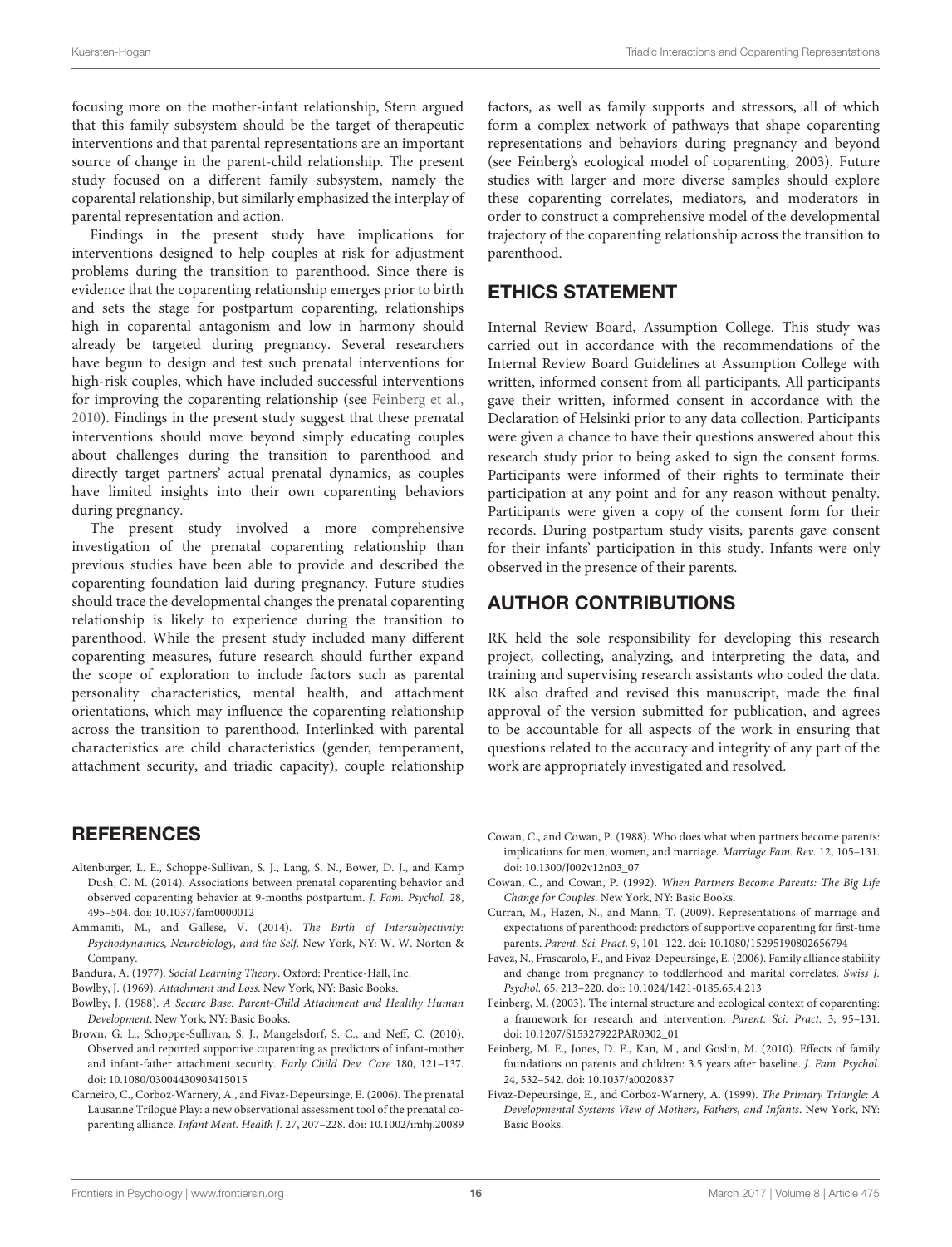focusing more on the mother-infant relationship, Stern argued that this family subsystem should be the target of therapeutic interventions and that parental representations are an important source of change in the parent-child relationship. The present study focused on a different family subsystem, namely the coparental relationship, but similarly emphasized the interplay of parental representation and action.

Findings in the present study have implications for interventions designed to help couples at risk for adjustment problems during the transition to parenthood. Since there is evidence that the coparenting relationship emerges prior to birth and sets the stage for postpartum coparenting, relationships high in coparental antagonism and low in harmony should already be targeted during pregnancy. Several researchers have begun to design and test such prenatal interventions for high-risk couples, which have included successful interventions for improving the coparenting relationship (see Feinberg et al., 2010). Findings in the present study suggest that these prenatal interventions should move beyond simply educating couples about challenges during the transition to parenthood and directly target partners' actual prenatal dynamics, as couples have limited insights into their own coparenting behaviors during pregnancy.

The present study involved a more comprehensive investigation of the prenatal coparenting relationship than previous studies have been able to provide and described the coparenting foundation laid during pregnancy. Future studies should trace the developmental changes the prenatal coparenting relationship is likely to experience during the transition to parenthood. While the present study included many different coparenting measures, future research should further expand the scope of exploration to include factors such as parental personality characteristics, mental health, and attachment orientations, which may influence the coparenting relationship across the transition to parenthood. Interlinked with parental characteristics are child characteristics (gender, temperament, attachment security, and triadic capacity), couple relationship factors, as well as family supports and stressors, all of which form a complex network of pathways that shape coparenting representations and behaviors during pregnancy and beyond (see Feinberg's ecological model of coparenting, 2003). Future studies with larger and more diverse samples should explore these coparenting correlates, mediators, and moderators in order to construct a comprehensive model of the developmental trajectory of the coparenting relationship across the transition to parenthood.

## ETHICS STATEMENT

Internal Review Board, Assumption College. This study was carried out in accordance with the recommendations of the Internal Review Board Guidelines at Assumption College with written, informed consent from all participants. All participants gave their written, informed consent in accordance with the Declaration of Helsinki prior to any data collection. Participants were given a chance to have their questions answered about this research study prior to being asked to sign the consent forms. Participants were informed of their rights to terminate their participation at any point and for any reason without penalty. Participants were given a copy of the consent form for their records. During postpartum study visits, parents gave consent for their infants' participation in this study. Infants were only observed in the presence of their parents.

## AUTHOR CONTRIBUTIONS

RK held the sole responsibility for developing this research project, collecting, analyzing, and interpreting the data, and training and supervising research assistants who coded the data. RK also drafted and revised this manuscript, made the final approval of the version submitted for publication, and agrees to be accountable for all aspects of the work in ensuring that questions related to the accuracy and integrity of any part of the work are appropriately investigated and resolved.

## REFERENCES

Altenburger, L. E., Schoppe-Sullivan, S. J., Lang, S. N., Bower, D. J., and Kamp Dush, C. M. (2014). Associations between prenatal coparenting behavior and observed coparenting behavior at 9-months postpartum. *J. Fam. Psychol.* 28, 495–504. doi: 10.1037/fam0000012

Ammaniti, M., and Gallese, V. (2014). *The Birth of Intersubjectivity: Psychodynamics, Neurobiology, and the Self*. New York, NY: W. W. Norton & Company.

Bandura, A. (1977). *Social Learning Theory*. Oxford: Prentice-Hall, Inc.

Bowlby, J. (1969). *Attachment and Loss*. New York, NY: Basic Books.

Bowlby, J. (1988). *A Secure Base: Parent-Child Attachment and Healthy Human Development*. New York, NY: Basic Books.

Brown, G. L., Schoppe-Sullivan, S. J., Mangelsdorf, S. C., and Neff, C. (2010). Observed and reported supportive coparenting as predictors of infant-mother and infant-father attachment security. *Early Child Dev. Care* 180, 121–137. doi: 10.1080/03004430903415015

Carneiro, C., Corboz-Warnery, A., and Fivaz-Depeursinge, E. (2006). The prenatal Lausanne Trilogue Play: a new observational assessment tool of the prenatal co-parenting alliance. *Infant Ment. Health J.* 27, 207–228. doi: 10.1002/imhj.20089

Cowan, C., and Cowan, P. (1988). Who does what when partners become parents: implications for men, women, and marriage. *Marriage Fam. Rev.* 12, 105–131. doi: 10.1300/J002v12n03_07

Cowan, C., and Cowan, P. (1992). *When Partners Become Parents: The Big Life Change for Couples*. New York, NY: Basic Books.

Curran, M., Hazen, N., and Mann, T. (2009). Representations of marriage and expectations of parenthood: predictors of supportive coparenting for first-time parents. *Parent. Sci. Pract.* 9, 101–122. doi: 10.1080/15295190802656794

Favez, N., Frascarolo, F., and Fivaz-Depeursinge, E. (2006). Family alliance stability and change from pregnancy to toddlerhood and marital correlates. *Swiss J. Psychol.* 65, 213–220. doi: 10.1024/1421-0185.65.4.213

Feinberg, M. (2003). The internal structure and ecological context of coparenting: a framework for research and intervention. *Parent. Sci. Pract.* 3, 95–131. doi: 10.1207/S15327922PAR0302_01

Feinberg, M. E., Jones, D. E., Kan, M., and Goslin, M. (2010). Effects of family foundations on parents and children: 3.5 years after baseline. *J. Fam. Psychol.* 24, 532–542. doi: 10.1037/a0020837

Fivaz-Depeursinge, E., and Corboz-Warnery, A. (1999). *The Primary Triangle: A Developmental Systems View of Mothers, Fathers, and Infants*. New York, NY: Basic Books.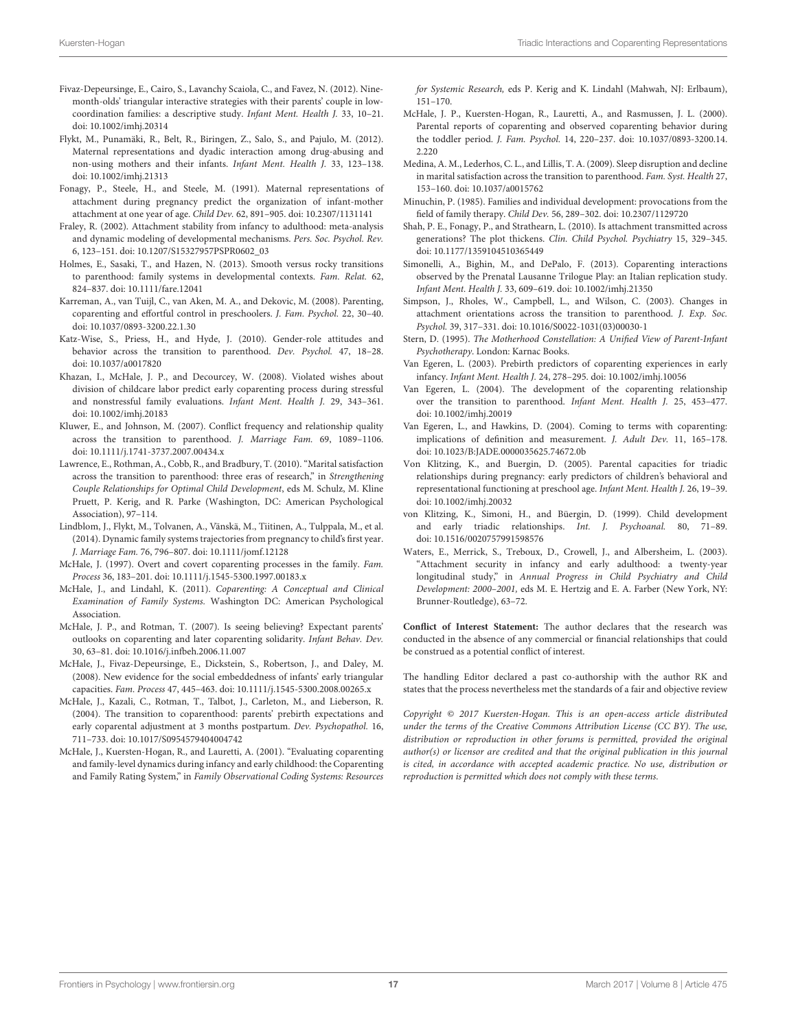Fivaz-Depeursinge, E., Cairo, S., Lavanchy Scaiola, C., and Favez, N. (2012). Nine-month-olds' triangular interactive strategies with their parents' couple in low-coordination families: a descriptive study. *Infant Ment. Health J.* 33, 10–21. doi: 10.1002/imhj.20314

Flykt, M., Punamäki, R., Belt, R., Biringen, Z., Salo, S., and Pajulo, M. (2012). Maternal representations and dyadic interaction among drug-abusing and non-using mothers and their infants. *Infant Ment. Health J.* 33, 123–138. doi: 10.1002/imhj.21313

Fonagy, P., Steele, H., and Steele, M. (1991). Maternal representations of attachment during pregnancy predict the organization of infant-mother attachment at one year of age. *Child Dev.* 62, 891–905. doi: 10.2307/1131141

Fraley, R. (2002). Attachment stability from infancy to adulthood: meta-analysis and dynamic modeling of developmental mechanisms. *Pers. Soc. Psychol. Rev.* 6, 123–151. doi: 10.1207/S15327957PSPR0602_03

Holmes, E., Sasaki, T., and Hazen, N. (2013). Smooth versus rocky transitions to parenthood: family systems in developmental contexts. *Fam. Relat.* 62, 824–837. doi: 10.1111/fare.12041

Karreman, A., van Tuijl, C., van Aken, M. A., and Dekovic, M. (2008). Parenting, coparenting and effortful control in preschoolers. *J. Fam. Psychol.* 22, 30–40. doi: 10.1037/0893-3200.22.1.30

Katz-Wise, S., Priess, H., and Hyde, J. (2010). Gender-role attitudes and behavior across the transition to parenthood. *Dev. Psychol.* 47, 18–28. doi: 10.1037/a0017820

Khazan, I., McHale, J. P., and Decourcey, W. (2008). Violated wishes about division of childcare labor predict early coparenting process during stressful and nonstressful family evaluations. *Infant Ment. Health J.* 29, 343–361. doi: 10.1002/imhj.20183

Kluwer, E., and Johnson, M. (2007). Conflict frequency and relationship quality across the transition to parenthood. *J. Marriage Fam.* 69, 1089–1106. doi: 10.1111/j.1741-3737.2007.00434.x

Lawrence, E., Rothman, A., Cobb, R., and Bradbury, T. (2010). "Marital satisfaction across the transition to parenthood: three eras of research," in *Strengthening Couple Relationships for Optimal Child Development*, eds M. Schulz, M. Kline Pruett, P. Kerig, and R. Parke (Washington, DC: American Psychological Association), 97–114.

Lindblom, J., Flykt, M., Tolvanen, A., Vänskä, M., Tiitinen, A., Tulppala, M., et al. (2014). Dynamic family systems trajectories from pregnancy to child's first year. *J. Marriage Fam.* 76, 796–807. doi: 10.1111/jomf.12128

McHale, J. (1997). Overt and covert coparenting processes in the family. *Fam. Process* 36, 183–201. doi: 10.1111/j.1545-5300.1997.00183.x

McHale, J., and Lindahl, K. (2011). *Coparenting: A Conceptual and Clinical Examination of Family Systems.* Washington DC: American Psychological Association.

McHale, J. P., and Rotman, T. (2007). Is seeing believing? Expectant parents' outlooks on coparenting and later coparenting solidarity. *Infant Behav. Dev.* 30, 63–81. doi: 10.1016/j.infbeh.2006.11.007

McHale, J., Fivaz-Depeursinge, E., Dickstein, S., Robertson, J., and Daley, M. (2008). New evidence for the social embeddedness of infants' early triangular capacities. *Fam. Process* 47, 445–463. doi: 10.1111/j.1545-5300.2008.00265.x

McHale, J., Kazali, C., Rotman, T., Talbot, J., Carleton, M., and Lieberson, R. (2004). The transition to coparenthood: parents' prebirth expectations and early coparental adjustment at 3 months postpartum. *Dev. Psychopathol.* 16, 711–733. doi: 10.1017/S0954579404004742

McHale, J., Kuersten-Hogan, R., and Lauretti, A. (2001). "Evaluating coparenting and family-level dynamics during infancy and early childhood: the Coparenting and Family Rating System," in *Family Observational Coding Systems: Resources for Systemic Research,* eds P. Kerig and K. Lindahl (Mahwah, NJ: Erlbaum), 151–170.

McHale, J. P., Kuersten-Hogan, R., Lauretti, A., and Rasmussen, J. L. (2000). Parental reports of coparenting and observed coparenting behavior during the toddler period. *J. Fam. Psychol.* 14, 220–237. doi: 10.1037/0893-3200.14.2.220

Medina, A. M., Lederhos, C. L., and Lillis, T. A. (2009). Sleep disruption and decline in marital satisfaction across the transition to parenthood. *Fam. Syst. Health* 27, 153–160. doi: 10.1037/a0015762

Minuchin, P. (1985). Families and individual development: provocations from the field of family therapy. *Child Dev.* 56, 289–302. doi: 10.2307/1129720

Shah, P. E., Fonagy, P., and Strathearn, L. (2010). Is attachment transmitted across generations? The plot thickens. *Clin. Child Psychol. Psychiatry* 15, 329–345. doi: 10.1177/1359104510365449

Simonelli, A., Bighin, M., and DePalo, F. (2013). Coparenting interactions observed by the Prenatal Lausanne Trilogue Play: an Italian replication study. *Infant Ment. Health J.* 33, 609–619. doi: 10.1002/imhj.21350

Simpson, J., Rholes, W., Campbell, L., and Wilson, C. (2003). Changes in attachment orientations across the transition to parenthood. *J. Exp. Soc. Psychol.* 39, 317–331. doi: 10.1016/S0022-1031(03)00030-1

Stern, D. (1995). *The Motherhood Constellation: A Unified View of Parent-Infant Psychotherapy*. London: Karnac Books.

Van Egeren, L. (2003). Prebirth predictors of coparenting experiences in early infancy. *Infant Ment. Health J.* 24, 278–295. doi: 10.1002/imhj.10056

Van Egeren, L. (2004). The development of the coparenting relationship over the transition to parenthood. *Infant Ment. Health J.* 25, 453–477. doi: 10.1002/imhj.20019

Van Egeren, L., and Hawkins, D. (2004). Coming to terms with coparenting: implications of definition and measurement. *J. Adult Dev.* 11, 165–178. doi: 10.1023/B:JADE.0000035625.74672.0b

Von Klitzing, K., and Buergin, D. (2005). Parental capacities for triadic relationships during pregnancy: early predictors of children's behavioral and representational functioning at preschool age. *Infant Ment. Health J.* 26, 19–39. doi: 10.1002/imhj.20032

von Klitzing, K., Simoni, H., and Büergin, D. (1999). Child development and early triadic relationships. *Int. J. Psychoanal.* 80, 71–89. doi: 10.1516/0020757991598576

Waters, E., Merrick, S., Treboux, D., Crowell, J., and Albersheim, L. (2003). "Attachment security in infancy and early adulthood: a twenty-year longitudinal study," in *Annual Progress in Child Psychiatry and Child Development: 2000–2001,* eds M. E. Hertzig and E. A. Farber (New York, NY: Brunner-Routledge), 63–72.

**Conflict of Interest Statement:** The author declares that the research was conducted in the absence of any commercial or financial relationships that could be construed as a potential conflict of interest.

The handling Editor declared a past co-authorship with the author RK and states that the process nevertheless met the standards of a fair and objective review

*Copyright © 2017 Kuersten-Hogan. This is an open-access article distributed under the terms of the Creative Commons Attribution License (CC BY). The use, distribution or reproduction in other forums is permitted, provided the original author(s) or licensor are credited and that the original publication in this journal is cited, in accordance with accepted academic practice. No use, distribution or reproduction is permitted which does not comply with these terms.*